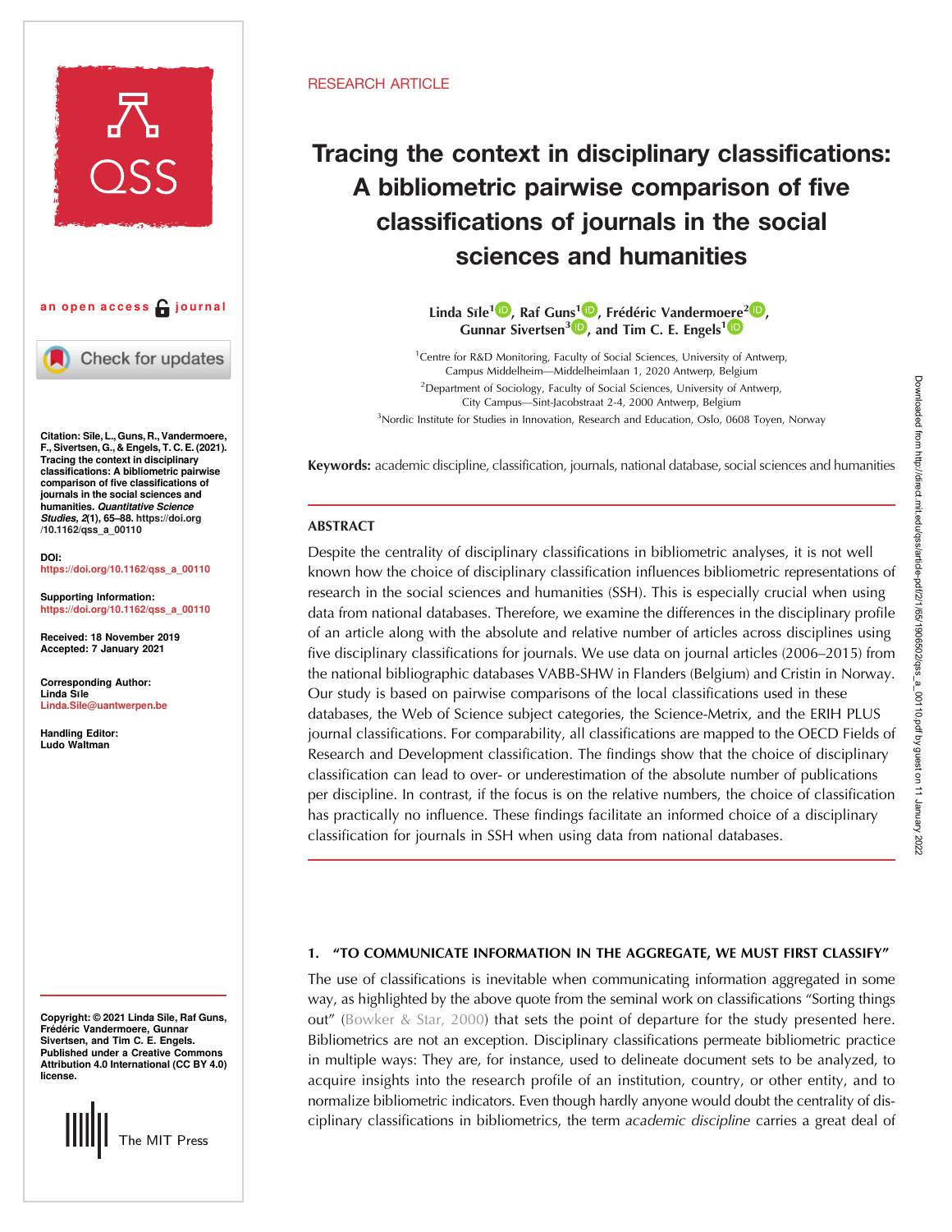RESEARCH ARTICLE

# Tracing the context in disciplinary classifications: A bibliometric pairwise comparison of five classifications of journals in the social sciences and humanities

**Linda Sīle[1], Raf Guns[1], Frédéric Vandermoere[2], Gunnar Sivertsen[3], and Tim C. E. Engels[1]**

[1]Centre for R&D Monitoring, Faculty of Social Sciences, University of Antwerp, Campus Middelheim—Middelheimlaan 1, 2020 Antwerp, Belgium

[2]Department of Sociology, Faculty of Social Sciences, University of Antwerp, City Campus—Sint-Jacobstraat 2-4, 2000 Antwerp, Belgium

[3]Nordic Institute for Studies in Innovation, Research and Education, Oslo, 0608 Toyen, Norway

an open access journal

Citation: Sīle, L., Guns, R., Vandermoere, F., Sivertsen, G., & Engels, T. C. E. (2021). Tracing the context in disciplinary classifications: A bibliometric pairwise comparison of five classifications of journals in the social sciences and humanities. *Quantitative Science Studies*, 2(1), 65–88. https://doi.org/10.1162/qss_a_00110

DOI: https://doi.org/10.1162/qss_a_00110

Supporting Information: https://doi.org/10.1162/qss_a_00110

Received: 18 November 2019
Accepted: 7 January 2021

Corresponding Author: Linda Sīle Linda.Sile@uantwerpen.be

Handling Editor: Ludo Waltman

Copyright: © 2021 Linda Sīle, Raf Guns, Frédéric Vandermoere, Gunnar Sivertsen, and Tim C. E. Engels. Published under a Creative Commons Attribution 4.0 International (CC BY 4.0) license.

**Keywords:** academic discipline, classification, journals, national database, social sciences and humanities

## ABSTRACT

Despite the centrality of disciplinary classifications in bibliometric analyses, it is not well known how the choice of disciplinary classification influences bibliometric representations of research in the social sciences and humanities (SSH). This is especially crucial when using data from national databases. Therefore, we examine the differences in the disciplinary profile of an article along with the absolute and relative number of articles across disciplines using five disciplinary classifications for journals. We use data on journal articles (2006–2015) from the national bibliographic databases VABB-SHW in Flanders (Belgium) and Cristin in Norway. Our study is based on pairwise comparisons of the local classifications used in these databases, the Web of Science subject categories, the Science-Metrix, and the ERIH PLUS journal classifications. For comparability, all classifications are mapped to the OECD Fields of Research and Development classification. The findings show that the choice of disciplinary classification can lead to over- or underestimation of the absolute number of publications per discipline. In contrast, if the focus is on the relative numbers, the choice of classification has practically no influence. These findings facilitate an informed choice of a disciplinary classification for journals in SSH when using data from national databases.

## 1. "TO COMMUNICATE INFORMATION IN THE AGGREGATE, WE MUST FIRST CLASSIFY"

The use of classifications is inevitable when communicating information aggregated in some way, as highlighted by the above quote from the seminal work on classifications "Sorting things out" (Bowker & Star, 2000) that sets the point of departure for the study presented here. Bibliometrics are not an exception. Disciplinary classifications permeate bibliometric practice in multiple ways: They are, for instance, used to delineate document sets to be analyzed, to acquire insights into the research profile of an institution, country, or other entity, and to normalize bibliometric indicators. Even though hardly anyone would doubt the centrality of disciplinary classifications in bibliometrics, the term *academic discipline* carries a great deal of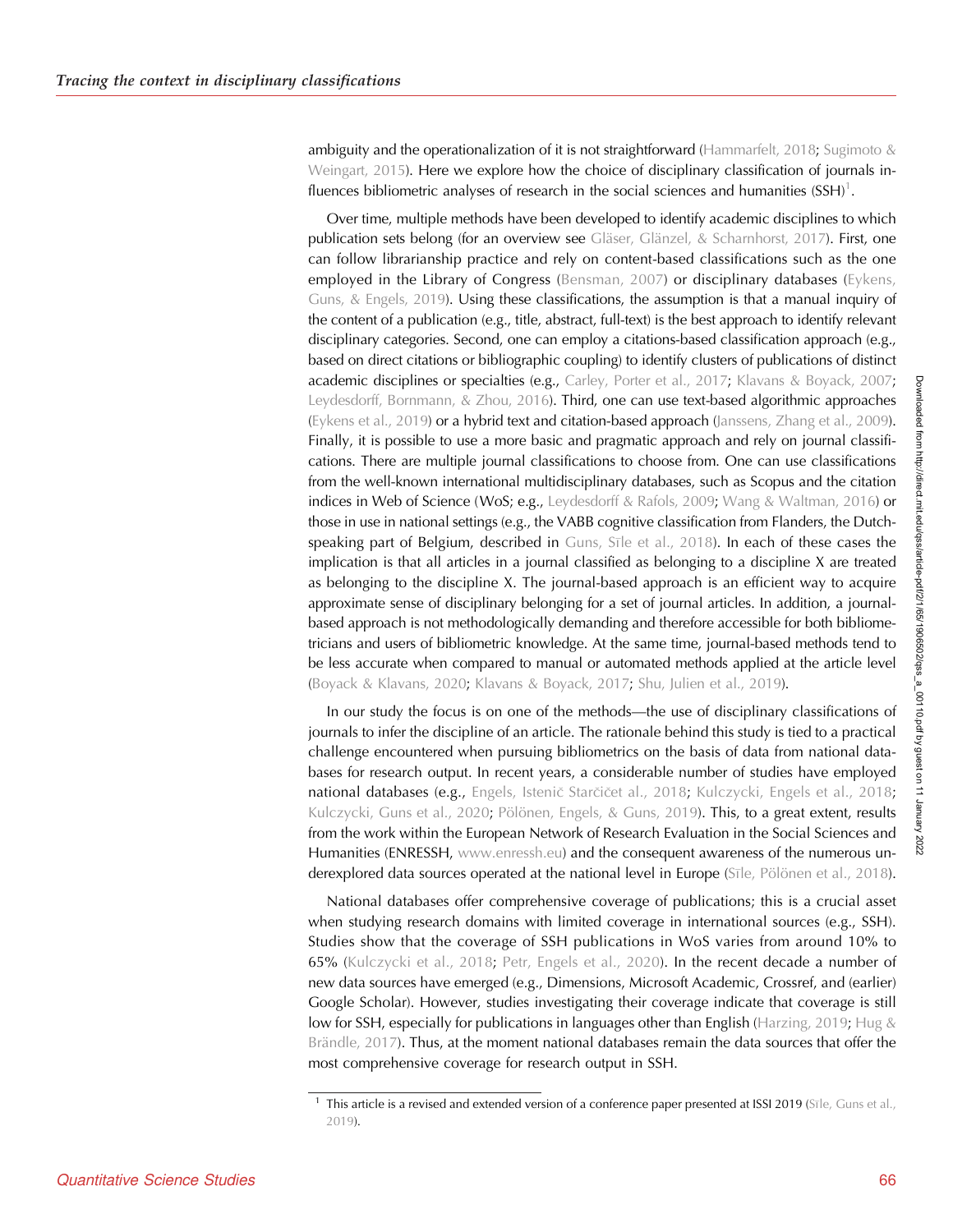ambiguity and the operationalization of it is not straightforward (Hammarfelt, 2018; Sugimoto & Weingart, 2015). Here we explore how the choice of disciplinary classification of journals influences bibliometric analyses of research in the social sciences and humanities (SSH)[1].

Over time, multiple methods have been developed to identify academic disciplines to which publication sets belong (for an overview see Gläser, Glänzel, & Scharnhorst, 2017). First, one can follow librarianship practice and rely on content-based classifications such as the one employed in the Library of Congress (Bensman, 2007) or disciplinary databases (Eykens, Guns, & Engels, 2019). Using these classifications, the assumption is that a manual inquiry of the content of a publication (e.g., title, abstract, full-text) is the best approach to identify relevant disciplinary categories. Second, one can employ a citations-based classification approach (e.g., based on direct citations or bibliographic coupling) to identify clusters of publications of distinct academic disciplines or specialties (e.g., Carley, Porter et al., 2017; Klavans & Boyack, 2007; Leydesdorff, Bornmann, & Zhou, 2016). Third, one can use text-based algorithmic approaches (Eykens et al., 2019) or a hybrid text and citation-based approach (Janssens, Zhang et al., 2009). Finally, it is possible to use a more basic and pragmatic approach and rely on journal classifications. There are multiple journal classifications to choose from. One can use classifications from the well-known international multidisciplinary databases, such as Scopus and the citation indices in Web of Science (WoS; e.g., Leydesdorff & Rafols, 2009; Wang & Waltman, 2016) or those in use in national settings (e.g., the VABB cognitive classification from Flanders, the Dutch-speaking part of Belgium, described in Guns, Sīle et al., 2018). In each of these cases the implication is that all articles in a journal classified as belonging to a discipline X are treated as belonging to the discipline X. The journal-based approach is an efficient way to acquire approximate sense of disciplinary belonging for a set of journal articles. In addition, a journal-based approach is not methodologically demanding and therefore accessible for both bibliometricians and users of bibliometric knowledge. At the same time, journal-based methods tend to be less accurate when compared to manual or automated methods applied at the article level (Boyack & Klavans, 2020; Klavans & Boyack, 2017; Shu, Julien et al., 2019).

In our study the focus is on one of the methods—the use of disciplinary classifications of journals to infer the discipline of an article. The rationale behind this study is tied to a practical challenge encountered when pursuing bibliometrics on the basis of data from national databases for research output. In recent years, a considerable number of studies have employed national databases (e.g., Engels, Istenič Starčičet al., 2018; Kulczycki, Engels et al., 2018; Kulczycki, Guns et al., 2020; Pölönen, Engels, & Guns, 2019). This, to a great extent, results from the work within the European Network of Research Evaluation in the Social Sciences and Humanities (ENRESSH, www.enressh.eu) and the consequent awareness of the numerous underexplored data sources operated at the national level in Europe (Sīle, Pölönen et al., 2018).

National databases offer comprehensive coverage of publications; this is a crucial asset when studying research domains with limited coverage in international sources (e.g., SSH). Studies show that the coverage of SSH publications in WoS varies from around 10% to 65% (Kulczycki et al., 2018; Petr, Engels et al., 2020). In the recent decade a number of new data sources have emerged (e.g., Dimensions, Microsoft Academic, Crossref, and (earlier) Google Scholar). However, studies investigating their coverage indicate that coverage is still low for SSH, especially for publications in languages other than English (Harzing, 2019; Hug & Brändle, 2017). Thus, at the moment national databases remain the data sources that offer the most comprehensive coverage for research output in SSH.

[1] This article is a revised and extended version of a conference paper presented at ISSI 2019 (Sīle, Guns et al., 2019).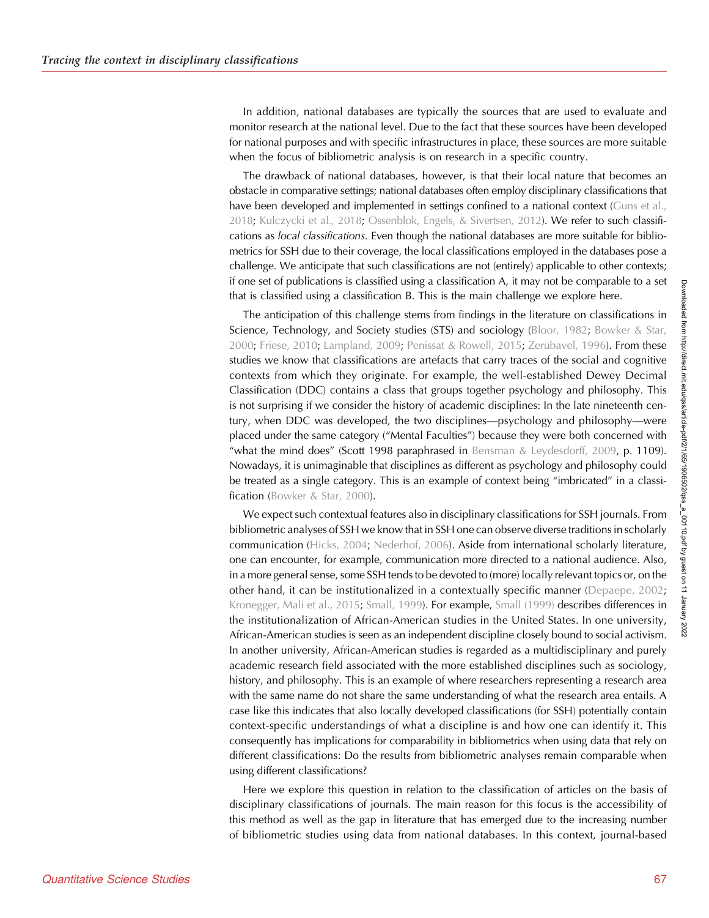In addition, national databases are typically the sources that are used to evaluate and monitor research at the national level. Due to the fact that these sources have been developed for national purposes and with specific infrastructures in place, these sources are more suitable when the focus of bibliometric analysis is on research in a specific country.

The drawback of national databases, however, is that their local nature that becomes an obstacle in comparative settings; national databases often employ disciplinary classifications that have been developed and implemented in settings confined to a national context (Guns et al., 2018; Kulczycki et al., 2018; Ossenblok, Engels, & Sivertsen, 2012). We refer to such classifications as *local classifications*. Even though the national databases are more suitable for bibliometrics for SSH due to their coverage, the local classifications employed in the databases pose a challenge. We anticipate that such classifications are not (entirely) applicable to other contexts; if one set of publications is classified using a classification A, it may not be comparable to a set that is classified using a classification B. This is the main challenge we explore here.

The anticipation of this challenge stems from findings in the literature on classifications in Science, Technology, and Society studies (STS) and sociology (Bloor, 1982; Bowker & Star, 2000; Friese, 2010; Lampland, 2009; Penissat & Rowell, 2015; Zerubavel, 1996). From these studies we know that classifications are artefacts that carry traces of the social and cognitive contexts from which they originate. For example, the well-established Dewey Decimal Classification (DDC) contains a class that groups together psychology and philosophy. This is not surprising if we consider the history of academic disciplines: In the late nineteenth century, when DDC was developed, the two disciplines—psychology and philosophy—were placed under the same category ("Mental Faculties") because they were both concerned with "what the mind does" (Scott 1998 paraphrased in Bensman & Leydesdorff, 2009, p. 1109). Nowadays, it is unimaginable that disciplines as different as psychology and philosophy could be treated as a single category. This is an example of context being "imbricated" in a classification (Bowker & Star, 2000).

We expect such contextual features also in disciplinary classifications for SSH journals. From bibliometric analyses of SSH we know that in SSH one can observe diverse traditions in scholarly communication (Hicks, 2004; Nederhof, 2006). Aside from international scholarly literature, one can encounter, for example, communication more directed to a national audience. Also, in a more general sense, some SSH tends to be devoted to (more) locally relevant topics or, on the other hand, it can be institutionalized in a contextually specific manner (Depaepe, 2002; Kronegger, Mali et al., 2015; Small, 1999). For example, Small (1999) describes differences in the institutionalization of African-American studies in the United States. In one university, African-American studies is seen as an independent discipline closely bound to social activism. In another university, African-American studies is regarded as a multidisciplinary and purely academic research field associated with the more established disciplines such as sociology, history, and philosophy. This is an example of where researchers representing a research area with the same name do not share the same understanding of what the research area entails. A case like this indicates that also locally developed classifications (for SSH) potentially contain context-specific understandings of what a discipline is and how one can identify it. This consequently has implications for comparability in bibliometrics when using data that rely on different classifications: Do the results from bibliometric analyses remain comparable when using different classifications?

Here we explore this question in relation to the classification of articles on the basis of disciplinary classifications of journals. The main reason for this focus is the accessibility of this method as well as the gap in literature that has emerged due to the increasing number of bibliometric studies using data from national databases. In this context, journal-based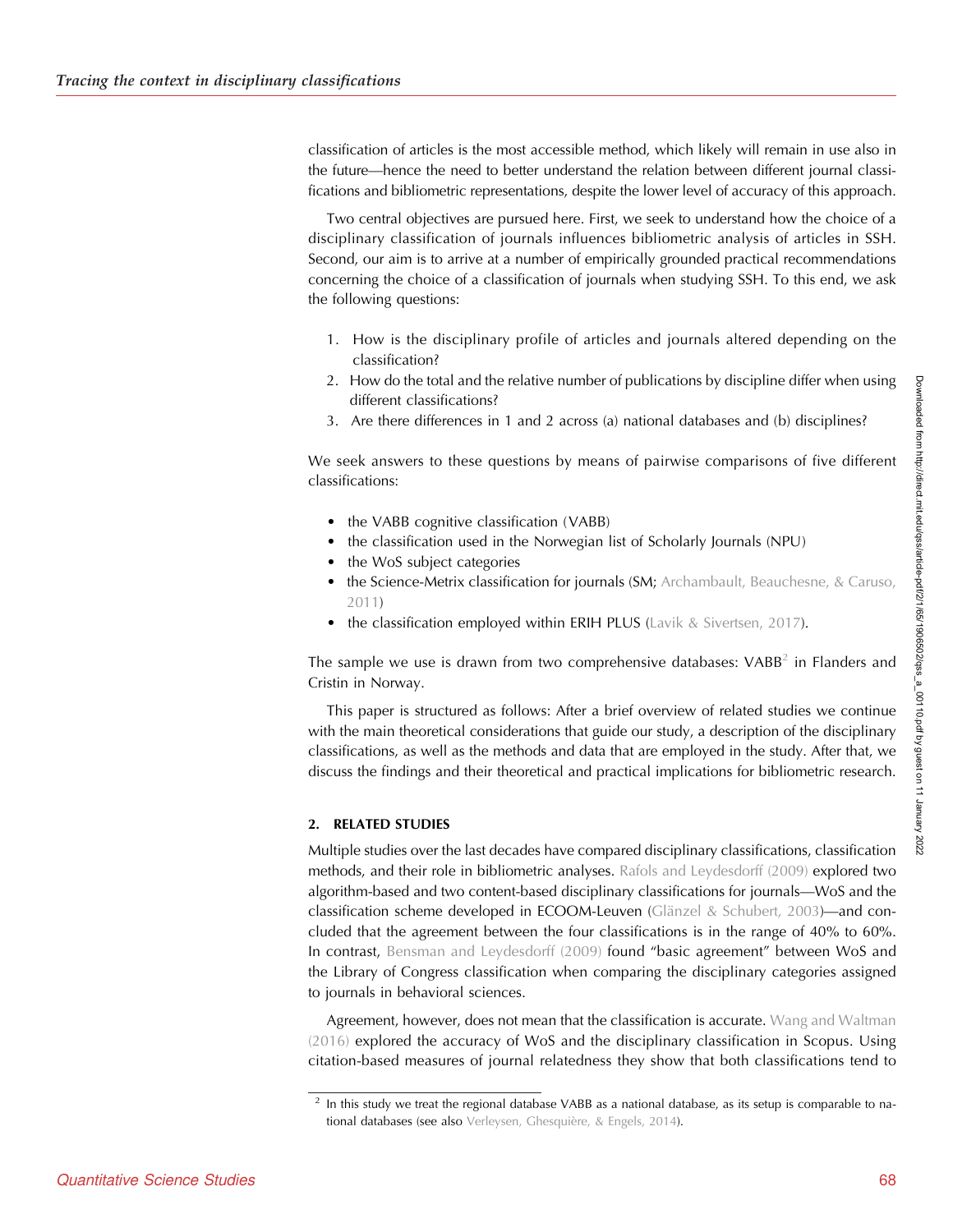classification of articles is the most accessible method, which likely will remain in use also in the future—hence the need to better understand the relation between different journal classifications and bibliometric representations, despite the lower level of accuracy of this approach.

Two central objectives are pursued here. First, we seek to understand how the choice of a disciplinary classification of journals influences bibliometric analysis of articles in SSH. Second, our aim is to arrive at a number of empirically grounded practical recommendations concerning the choice of a classification of journals when studying SSH. To this end, we ask the following questions:

1. How is the disciplinary profile of articles and journals altered depending on the classification?
2. How do the total and the relative number of publications by discipline differ when using different classifications?
3. Are there differences in 1 and 2 across (a) national databases and (b) disciplines?

We seek answers to these questions by means of pairwise comparisons of five different classifications:

- the VABB cognitive classification (VABB)
- the classification used in the Norwegian list of Scholarly Journals (NPU)
- the WoS subject categories
- the Science-Metrix classification for journals (SM; Archambault, Beauchesne, & Caruso, 2011)
- the classification employed within ERIH PLUS (Lavik & Sivertsen, 2017).

The sample we use is drawn from two comprehensive databases: VABB[2] in Flanders and Cristin in Norway.

This paper is structured as follows: After a brief overview of related studies we continue with the main theoretical considerations that guide our study, a description of the disciplinary classifications, as well as the methods and data that are employed in the study. After that, we discuss the findings and their theoretical and practical implications for bibliometric research.

## 2. RELATED STUDIES

Multiple studies over the last decades have compared disciplinary classifications, classification methods, and their role in bibliometric analyses. Rafols and Leydesdorff (2009) explored two algorithm-based and two content-based disciplinary classifications for journals—WoS and the classification scheme developed in ECOOM-Leuven (Glänzel & Schubert, 2003)—and concluded that the agreement between the four classifications is in the range of 40% to 60%. In contrast, Bensman and Leydesdorff (2009) found "basic agreement" between WoS and the Library of Congress classification when comparing the disciplinary categories assigned to journals in behavioral sciences.

Agreement, however, does not mean that the classification is accurate. Wang and Waltman (2016) explored the accuracy of WoS and the disciplinary classification in Scopus. Using citation-based measures of journal relatedness they show that both classifications tend to

[2] In this study we treat the regional database VABB as a national database, as its setup is comparable to national databases (see also Verleysen, Ghesquière, & Engels, 2014).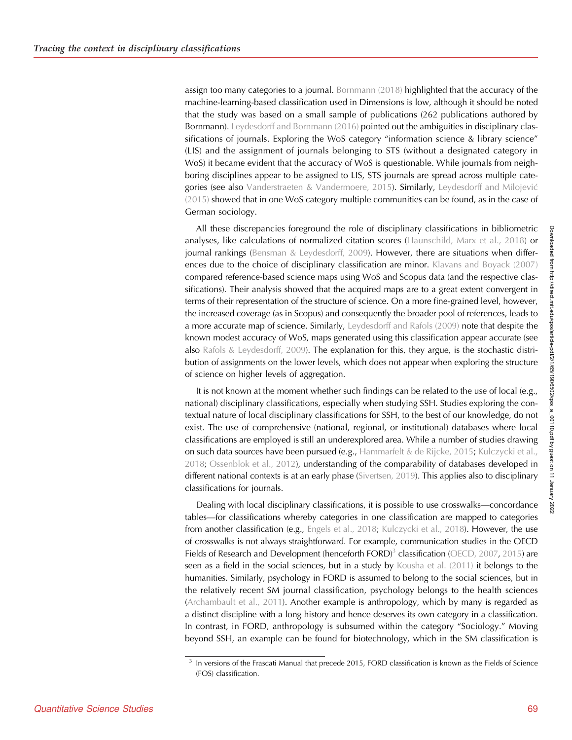assign too many categories to a journal. Bornmann (2018) highlighted that the accuracy of the machine-learning-based classification used in Dimensions is low, although it should be noted that the study was based on a small sample of publications (262 publications authored by Bornmann). Leydesdorff and Bornmann (2016) pointed out the ambiguities in disciplinary classifications of journals. Exploring the WoS category "information science & library science" (LIS) and the assignment of journals belonging to STS (without a designated category in WoS) it became evident that the accuracy of WoS is questionable. While journals from neighboring disciplines appear to be assigned to LIS, STS journals are spread across multiple categories (see also Vanderstraeten & Vandermoere, 2015). Similarly, Leydesdorff and Milojević (2015) showed that in one WoS category multiple communities can be found, as in the case of German sociology.

All these discrepancies foreground the role of disciplinary classifications in bibliometric analyses, like calculations of normalized citation scores (Haunschild, Marx et al., 2018) or journal rankings (Bensman & Leydesdorff, 2009). However, there are situations when differences due to the choice of disciplinary classification are minor. Klavans and Boyack (2007) compared reference-based science maps using WoS and Scopus data (and the respective classifications). Their analysis showed that the acquired maps are to a great extent convergent in terms of their representation of the structure of science. On a more fine-grained level, however, the increased coverage (as in Scopus) and consequently the broader pool of references, leads to a more accurate map of science. Similarly, Leydesdorff and Rafols (2009) note that despite the known modest accuracy of WoS, maps generated using this classification appear accurate (see also Rafols & Leydesdorff, 2009). The explanation for this, they argue, is the stochastic distribution of assignments on the lower levels, which does not appear when exploring the structure of science on higher levels of aggregation.

It is not known at the moment whether such findings can be related to the use of local (e.g., national) disciplinary classifications, especially when studying SSH. Studies exploring the contextual nature of local disciplinary classifications for SSH, to the best of our knowledge, do not exist. The use of comprehensive (national, regional, or institutional) databases where local classifications are employed is still an underexplored area. While a number of studies drawing on such data sources have been pursued (e.g., Hammarfelt & de Rijcke, 2015; Kulczycki et al., 2018; Ossenblok et al., 2012), understanding of the comparability of databases developed in different national contexts is at an early phase (Sivertsen, 2019). This applies also to disciplinary classifications for journals.

Dealing with local disciplinary classifications, it is possible to use crosswalks—concordance tables—for classifications whereby categories in one classification are mapped to categories from another classification (e.g., Engels et al., 2018; Kulczycki et al., 2018). However, the use of crosswalks is not always straightforward. For example, communication studies in the OECD Fields of Research and Development (henceforth FORD)[3] classification (OECD, 2007, 2015) are seen as a field in the social sciences, but in a study by Kousha et al. (2011) it belongs to the humanities. Similarly, psychology in FORD is assumed to belong to the social sciences, but in the relatively recent SM journal classification, psychology belongs to the health sciences (Archambault et al., 2011). Another example is anthropology, which by many is regarded as a distinct discipline with a long history and hence deserves its own category in a classification. In contrast, in FORD, anthropology is subsumed within the category "Sociology." Moving beyond SSH, an example can be found for biotechnology, which in the SM classification is

[3] In versions of the Frascati Manual that precede 2015, FORD classification is known as the Fields of Science (FOS) classification.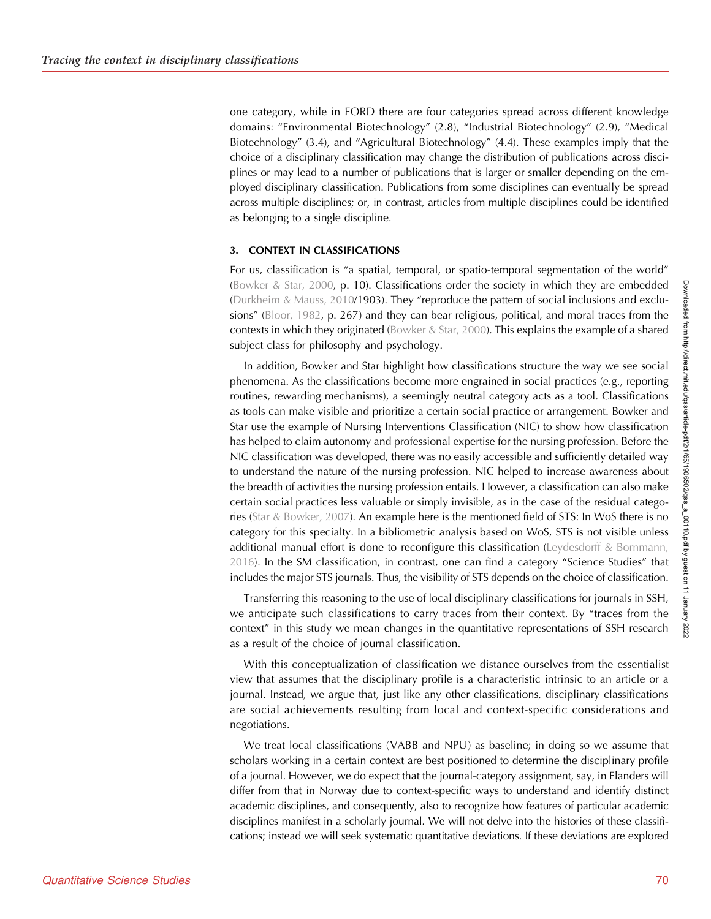one category, while in FORD there are four categories spread across different knowledge domains: "Environmental Biotechnology" (2.8), "Industrial Biotechnology" (2.9), "Medical Biotechnology" (3.4), and "Agricultural Biotechnology" (4.4). These examples imply that the choice of a disciplinary classification may change the distribution of publications across disciplines or may lead to a number of publications that is larger or smaller depending on the employed disciplinary classification. Publications from some disciplines can eventually be spread across multiple disciplines; or, in contrast, articles from multiple disciplines could be identified as belonging to a single discipline.

## 3. CONTEXT IN CLASSIFICATIONS

For us, classification is "a spatial, temporal, or spatio-temporal segmentation of the world" (Bowker & Star, 2000, p. 10). Classifications order the society in which they are embedded (Durkheim & Mauss, 2010/1903). They "reproduce the pattern of social inclusions and exclusions" (Bloor, 1982, p. 267) and they can bear religious, political, and moral traces from the contexts in which they originated (Bowker & Star, 2000). This explains the example of a shared subject class for philosophy and psychology.

In addition, Bowker and Star highlight how classifications structure the way we see social phenomena. As the classifications become more engrained in social practices (e.g., reporting routines, rewarding mechanisms), a seemingly neutral category acts as a tool. Classifications as tools can make visible and prioritize a certain social practice or arrangement. Bowker and Star use the example of Nursing Interventions Classification (NIC) to show how classification has helped to claim autonomy and professional expertise for the nursing profession. Before the NIC classification was developed, there was no easily accessible and sufficiently detailed way to understand the nature of the nursing profession. NIC helped to increase awareness about the breadth of activities the nursing profession entails. However, a classification can also make certain social practices less valuable or simply invisible, as in the case of the residual categories (Star & Bowker, 2007). An example here is the mentioned field of STS: In WoS there is no category for this specialty. In a bibliometric analysis based on WoS, STS is not visible unless additional manual effort is done to reconfigure this classification (Leydesdorff & Bornmann, 2016). In the SM classification, in contrast, one can find a category "Science Studies" that includes the major STS journals. Thus, the visibility of STS depends on the choice of classification.

Transferring this reasoning to the use of local disciplinary classifications for journals in SSH, we anticipate such classifications to carry traces from their context. By "traces from the context" in this study we mean changes in the quantitative representations of SSH research as a result of the choice of journal classification.

With this conceptualization of classification we distance ourselves from the essentialist view that assumes that the disciplinary profile is a characteristic intrinsic to an article or a journal. Instead, we argue that, just like any other classifications, disciplinary classifications are social achievements resulting from local and context-specific considerations and negotiations.

We treat local classifications (VABB and NPU) as baseline; in doing so we assume that scholars working in a certain context are best positioned to determine the disciplinary profile of a journal. However, we do expect that the journal-category assignment, say, in Flanders will differ from that in Norway due to context-specific ways to understand and identify distinct academic disciplines, and consequently, also to recognize how features of particular academic disciplines manifest in a scholarly journal. We will not delve into the histories of these classifications; instead we will seek systematic quantitative deviations. If these deviations are explored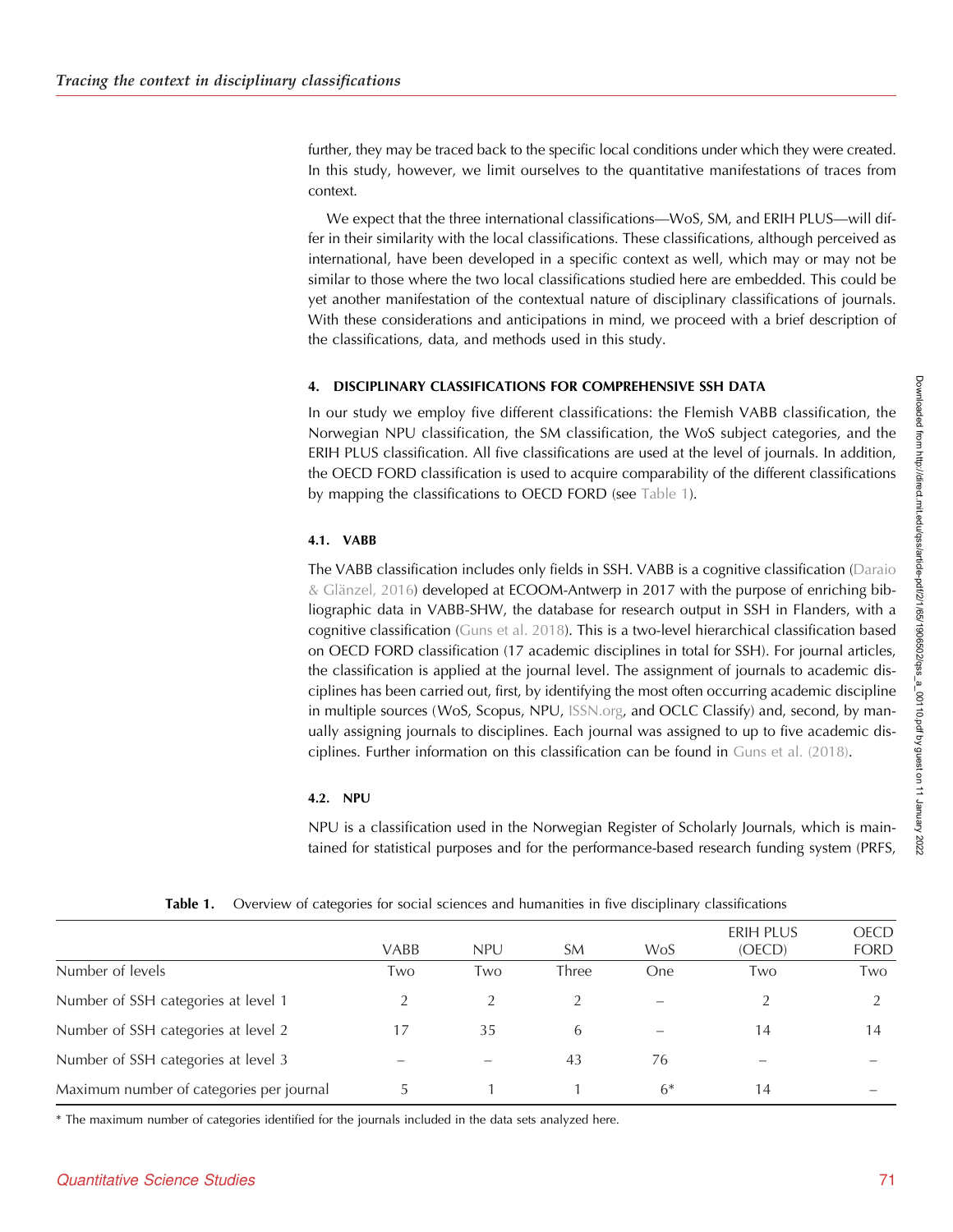further, they may be traced back to the specific local conditions under which they were created. In this study, however, we limit ourselves to the quantitative manifestations of traces from context.

We expect that the three international classifications—WoS, SM, and ERIH PLUS—will differ in their similarity with the local classifications. These classifications, although perceived as international, have been developed in a specific context as well, which may or may not be similar to those where the two local classifications studied here are embedded. This could be yet another manifestation of the contextual nature of disciplinary classifications of journals. With these considerations and anticipations in mind, we proceed with a brief description of the classifications, data, and methods used in this study.

## 4. DISCIPLINARY CLASSIFICATIONS FOR COMPREHENSIVE SSH DATA

In our study we employ five different classifications: the Flemish VABB classification, the Norwegian NPU classification, the SM classification, the WoS subject categories, and the ERIH PLUS classification. All five classifications are used at the level of journals. In addition, the OECD FORD classification is used to acquire comparability of the different classifications by mapping the classifications to OECD FORD (see Table 1).

### 4.1. VABB

The VABB classification includes only fields in SSH. VABB is a cognitive classification (Daraio & Glänzel, 2016) developed at ECOOM-Antwerp in 2017 with the purpose of enriching bibliographic data in VABB-SHW, the database for research output in SSH in Flanders, with a cognitive classification (Guns et al. 2018). This is a two-level hierarchical classification based on OECD FORD classification (17 academic disciplines in total for SSH). For journal articles, the classification is applied at the journal level. The assignment of journals to academic disciplines has been carried out, first, by identifying the most often occurring academic discipline in multiple sources (WoS, Scopus, NPU, ISSN.org, and OCLC Classify) and, second, by manually assigning journals to disciplines. Each journal was assigned to up to five academic disciplines. Further information on this classification can be found in Guns et al. (2018).

### 4.2. NPU

NPU is a classification used in the Norwegian Register of Scholarly Journals, which is maintained for statistical purposes and for the performance-based research funding system (PRFS,

**Table 1.** Overview of categories for social sciences and humanities in five disciplinary classifications

| | VABB | NPU | SM | WoS | ERIH PLUS (OECD) | OECD FORD |
|---|---|---|---|---|---|---|
| Number of levels | Two | Two | Three | One | Two | Two |
| Number of SSH categories at level 1 | 2 | 2 | 2 | – | 2 | 2 |
| Number of SSH categories at level 2 | 17 | 35 | 6 | – | 14 | 14 |
| Number of SSH categories at level 3 | – | – | 43 | 76 | – | – |
| Maximum number of categories per journal | 5 | 1 | 1 | 6* | 14 | – |

* The maximum number of categories identified for the journals included in the data sets analyzed here.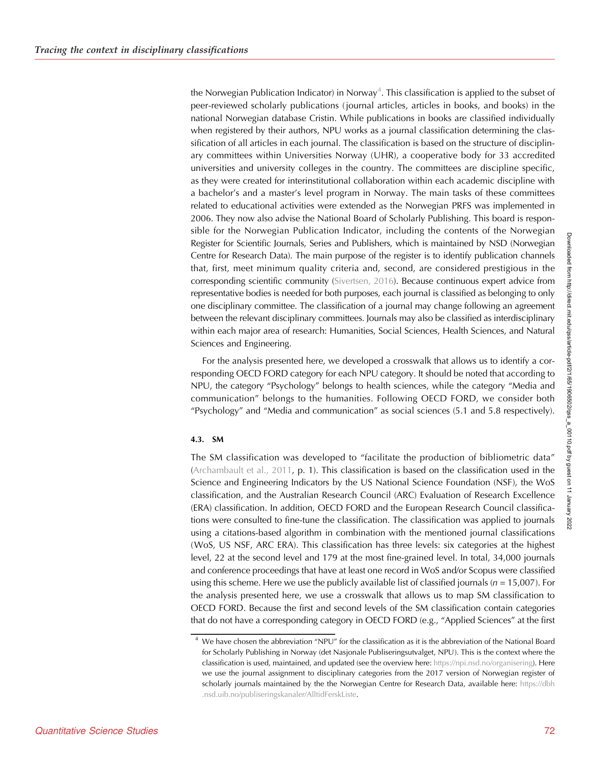the Norwegian Publication Indicator) in Norway[4]. This classification is applied to the subset of peer-reviewed scholarly publications (journal articles, articles in books, and books) in the national Norwegian database Cristin. While publications in books are classified individually when registered by their authors, NPU works as a journal classification determining the classification of all articles in each journal. The classification is based on the structure of disciplinary committees within Universities Norway (UHR), a cooperative body for 33 accredited universities and university colleges in the country. The committees are discipline specific, as they were created for interinstitutional collaboration within each academic discipline with a bachelor's and a master's level program in Norway. The main tasks of these committees related to educational activities were extended as the Norwegian PRFS was implemented in 2006. They now also advise the National Board of Scholarly Publishing. This board is responsible for the Norwegian Publication Indicator, including the contents of the Norwegian Register for Scientific Journals, Series and Publishers, which is maintained by NSD (Norwegian Centre for Research Data). The main purpose of the register is to identify publication channels that, first, meet minimum quality criteria and, second, are considered prestigious in the corresponding scientific community (Sivertsen, 2016). Because continuous expert advice from representative bodies is needed for both purposes, each journal is classified as belonging to only one disciplinary committee. The classification of a journal may change following an agreement between the relevant disciplinary committees. Journals may also be classified as interdisciplinary within each major area of research: Humanities, Social Sciences, Health Sciences, and Natural Sciences and Engineering.

For the analysis presented here, we developed a crosswalk that allows us to identify a corresponding OECD FORD category for each NPU category. It should be noted that according to NPU, the category "Psychology" belongs to health sciences, while the category "Media and communication" belongs to the humanities. Following OECD FORD, we consider both "Psychology" and "Media and communication" as social sciences (5.1 and 5.8 respectively).

### 4.3. SM

The SM classification was developed to "facilitate the production of bibliometric data" (Archambault et al., 2011, p. 1). This classification is based on the classification used in the Science and Engineering Indicators by the US National Science Foundation (NSF), the WoS classification, and the Australian Research Council (ARC) Evaluation of Research Excellence (ERA) classification. In addition, OECD FORD and the European Research Council classifications were consulted to fine-tune the classification. The classification was applied to journals using a citations-based algorithm in combination with the mentioned journal classifications (WoS, US NSF, ARC ERA). This classification has three levels: six categories at the highest level, 22 at the second level and 179 at the most fine-grained level. In total, 34,000 journals and conference proceedings that have at least one record in WoS and/or Scopus were classified using this scheme. Here we use the publicly available list of classified journals ($n$ = 15,007). For the analysis presented here, we use a crosswalk that allows us to map SM classification to OECD FORD. Because the first and second levels of the SM classification contain categories that do not have a corresponding category in OECD FORD (e.g., "Applied Sciences" at the first

[4] We have chosen the abbreviation "NPU" for the classification as it is the abbreviation of the National Board for Scholarly Publishing in Norway (det Nasjonale Publiseringsutvalget, NPU). This is the context where the classification is used, maintained, and updated (see the overview here: https://npi.nsd.no/organisering). Here we use the journal assignment to disciplinary categories from the 2017 version of Norwegian register of scholarly journals maintained by the the Norwegian Centre for Research Data, available here: https://dbh.nsd.uib.no/publiseringskanaler/AlltidFerskListe.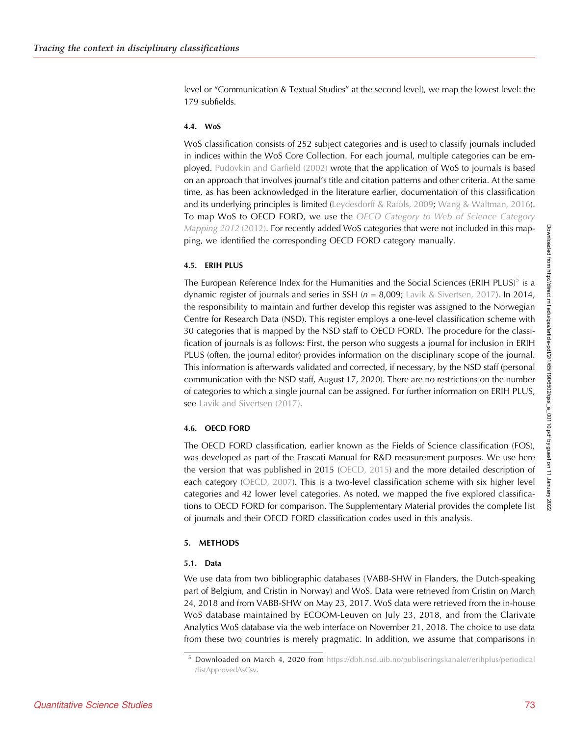level or "Communication & Textual Studies" at the second level), we map the lowest level: the 179 subfields.

### 4.4. WoS

WoS classification consists of 252 subject categories and is used to classify journals included in indices within the WoS Core Collection. For each journal, multiple categories can be employed. Pudovkin and Garfield (2002) wrote that the application of WoS to journals is based on an approach that involves journal's title and citation patterns and other criteria. At the same time, as has been acknowledged in the literature earlier, documentation of this classification and its underlying principles is limited (Leydesdorff & Rafols, 2009; Wang & Waltman, 2016). To map WoS to OECD FORD, we use the *OECD Category to Web of Science Category Mapping 2012* (2012). For recently added WoS categories that were not included in this mapping, we identified the corresponding OECD FORD category manually.

### 4.5. ERIH PLUS

The European Reference Index for the Humanities and the Social Sciences (ERIH PLUS)[5] is a dynamic register of journals and series in SSH ($n$ = 8,009; Lavik & Sivertsen, 2017). In 2014, the responsibility to maintain and further develop this register was assigned to the Norwegian Centre for Research Data (NSD). This register employs a one-level classification scheme with 30 categories that is mapped by the NSD staff to OECD FORD. The procedure for the classification of journals is as follows: First, the person who suggests a journal for inclusion in ERIH PLUS (often, the journal editor) provides information on the disciplinary scope of the journal. This information is afterwards validated and corrected, if necessary, by the NSD staff (personal communication with the NSD staff, August 17, 2020). There are no restrictions on the number of categories to which a single journal can be assigned. For further information on ERIH PLUS, see Lavik and Sivertsen (2017).

### 4.6. OECD FORD

The OECD FORD classification, earlier known as the Fields of Science classification (FOS), was developed as part of the Frascati Manual for R&D measurement purposes. We use here the version that was published in 2015 (OECD, 2015) and the more detailed description of each category (OECD, 2007). This is a two-level classification scheme with six higher level categories and 42 lower level categories. As noted, we mapped the five explored classifications to OECD FORD for comparison. The Supplementary Material provides the complete list of journals and their OECD FORD classification codes used in this analysis.

## 5. METHODS

### 5.1. Data

We use data from two bibliographic databases (VABB-SHW in Flanders, the Dutch-speaking part of Belgium, and Cristin in Norway) and WoS. Data were retrieved from Cristin on March 24, 2018 and from VABB-SHW on May 23, 2017. WoS data were retrieved from the in-house WoS database maintained by ECOOM-Leuven on July 23, 2018, and from the Clarivate Analytics WoS database via the web interface on November 21, 2018. The choice to use data from these two countries is merely pragmatic. In addition, we assume that comparisons in

[5] Downloaded on March 4, 2020 from https://dbh.nsd.uib.no/publiseringskanaler/erihplus/periodical/listApprovedAsCsv.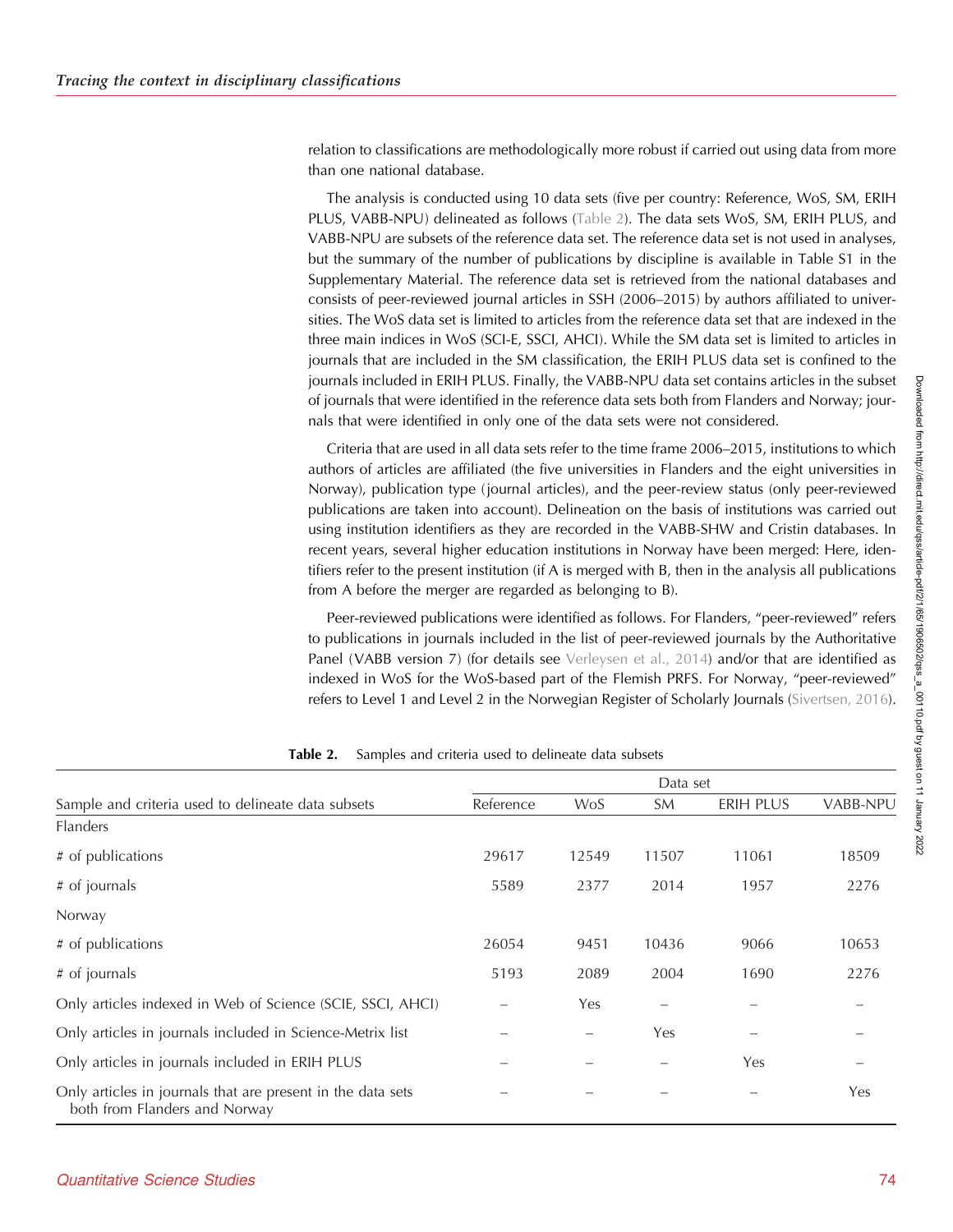relation to classifications are methodologically more robust if carried out using data from more than one national database.

The analysis is conducted using 10 data sets (five per country: Reference, WoS, SM, ERIH PLUS, VABB-NPU) delineated as follows (Table 2). The data sets WoS, SM, ERIH PLUS, and VABB-NPU are subsets of the reference data set. The reference data set is not used in analyses, but the summary of the number of publications by discipline is available in Table S1 in the Supplementary Material. The reference data set is retrieved from the national databases and consists of peer-reviewed journal articles in SSH (2006–2015) by authors affiliated to universities. The WoS data set is limited to articles from the reference data set that are indexed in the three main indices in WoS (SCI-E, SSCI, AHCI). While the SM data set is limited to articles in journals that are included in the SM classification, the ERIH PLUS data set is confined to the journals included in ERIH PLUS. Finally, the VABB-NPU data set contains articles in the subset of journals that were identified in the reference data sets both from Flanders and Norway; journals that were identified in only one of the data sets were not considered.

Criteria that are used in all data sets refer to the time frame 2006–2015, institutions to which authors of articles are affiliated (the five universities in Flanders and the eight universities in Norway), publication type (journal articles), and the peer-review status (only peer-reviewed publications are taken into account). Delineation on the basis of institutions was carried out using institution identifiers as they are recorded in the VABB-SHW and Cristin databases. In recent years, several higher education institutions in Norway have been merged: Here, identifiers refer to the present institution (if A is merged with B, then in the analysis all publications from A before the merger are regarded as belonging to B).

Peer-reviewed publications were identified as follows. For Flanders, "peer-reviewed" refers to publications in journals included in the list of peer-reviewed journals by the Authoritative Panel (VABB version 7) (for details see Verleysen et al., 2014) and/or that are identified as indexed in WoS for the WoS-based part of the Flemish PRFS. For Norway, "peer-reviewed" refers to Level 1 and Level 2 in the Norwegian Register of Scholarly Journals (Sivertsen, 2016).

**Table 2.** Samples and criteria used to delineate data subsets

| | Data set | | | | |
|---|---|---|---|---|---|
| Sample and criteria used to delineate data subsets | Reference | WoS | SM | ERIH PLUS | VABB-NPU |
| Flanders | | | | | |
| # of publications | 29617 | 12549 | 11507 | 11061 | 18509 |
| # of journals | 5589 | 2377 | 2014 | 1957 | 2276 |
| Norway | | | | | |
| # of publications | 26054 | 9451 | 10436 | 9066 | 10653 |
| # of journals | 5193 | 2089 | 2004 | 1690 | 2276 |
| Only articles indexed in Web of Science (SCIE, SSCI, AHCI) | – | Yes | – | – | – |
| Only articles in journals included in Science-Metrix list | – | – | Yes | – | – |
| Only articles in journals included in ERIH PLUS | – | – | – | Yes | – |
| Only articles in journals that are present in the data sets both from Flanders and Norway | – | – | – | – | Yes |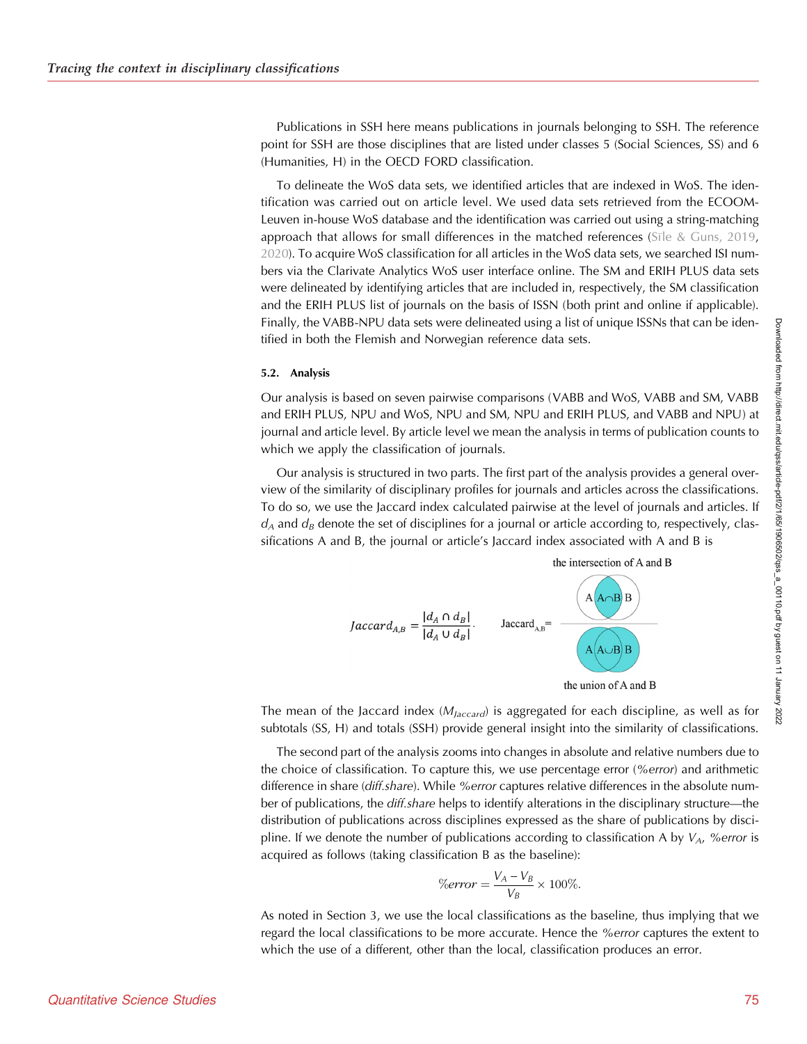Publications in SSH here means publications in journals belonging to SSH. The reference point for SSH are those disciplines that are listed under classes 5 (Social Sciences, SS) and 6 (Humanities, H) in the OECD FORD classification.

To delineate the WoS data sets, we identified articles that are indexed in WoS. The identification was carried out on article level. We used data sets retrieved from the ECOOM-Leuven in-house WoS database and the identification was carried out using a string-matching approach that allows for small differences in the matched references (Sīle & Guns, 2019, 2020). To acquire WoS classification for all articles in the WoS data sets, we searched ISI numbers via the Clarivate Analytics WoS user interface online. The SM and ERIH PLUS data sets were delineated by identifying articles that are included in, respectively, the SM classification and the ERIH PLUS list of journals on the basis of ISSN (both print and online if applicable). Finally, the VABB-NPU data sets were delineated using a list of unique ISSNs that can be identified in both the Flemish and Norwegian reference data sets.

### 5.2. Analysis

Our analysis is based on seven pairwise comparisons (VABB and WoS, VABB and SM, VABB and ERIH PLUS, NPU and WoS, NPU and SM, NPU and ERIH PLUS, and VABB and NPU) at journal and article level. By article level we mean the analysis in terms of publication counts to which we apply the classification of journals.

Our analysis is structured in two parts. The first part of the analysis provides a general overview of the similarity of disciplinary profiles for journals and articles across the classifications. To do so, we use the Jaccard index calculated pairwise at the level of journals and articles. If $d_A$ and $d_B$ denote the set of disciplines for a journal or article according to, respectively, classifications A and B, the journal or article's Jaccard index associated with A and B is

$$Jaccard_{A,B} = \frac{|d_A \cap d_B|}{|d_A \cup d_B|}.$$

$$\text{Jaccard}_{A,B} = \frac{\text{the intersection of A and B } (A \cap B)}{\text{the union of A and B } (A \cup B)}$$

The mean of the Jaccard index ($M_{Jaccard}$) is aggregated for each discipline, as well as for subtotals (SS, H) and totals (SSH) provide general insight into the similarity of classifications.

The second part of the analysis zooms into changes in absolute and relative numbers due to the choice of classification. To capture this, we use percentage error (*%error*) and arithmetic difference in share (*diff.share*). While *%error* captures relative differences in the absolute number of publications, the *diff.share* helps to identify alterations in the disciplinary structure—the distribution of publications across disciplines expressed as the share of publications by discipline. If we denote the number of publications according to classification A by $V_A$, *%error* is acquired as follows (taking classification B as the baseline):

$$\%error = \frac{V_A - V_B}{V_B} \times 100\%.$$

As noted in Section 3, we use the local classifications as the baseline, thus implying that we regard the local classifications to be more accurate. Hence the *%error* captures the extent to which the use of a different, other than the local, classification produces an error.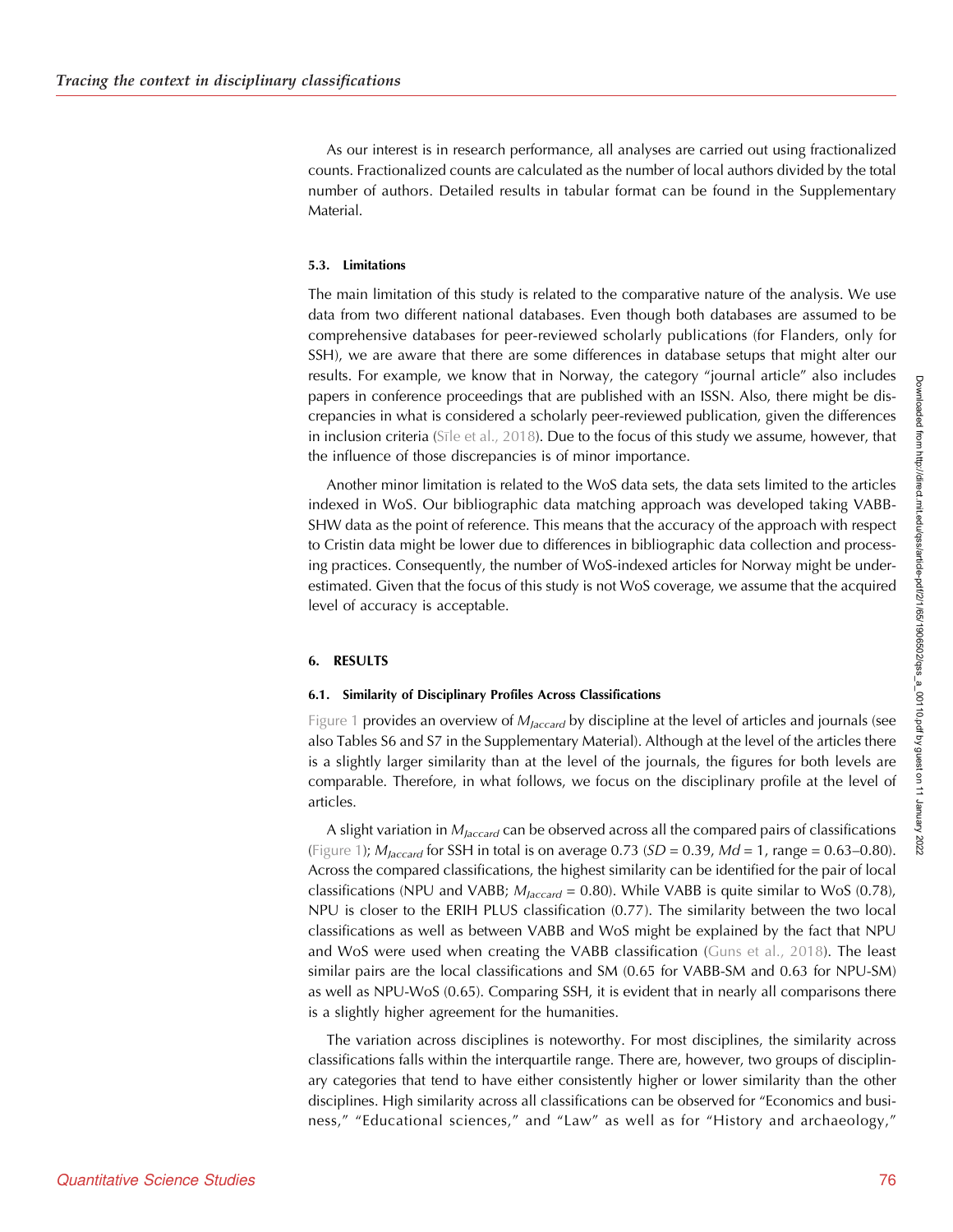As our interest is in research performance, all analyses are carried out using fractionalized counts. Fractionalized counts are calculated as the number of local authors divided by the total number of authors. Detailed results in tabular format can be found in the Supplementary Material.

### 5.3. Limitations

The main limitation of this study is related to the comparative nature of the analysis. We use data from two different national databases. Even though both databases are assumed to be comprehensive databases for peer-reviewed scholarly publications (for Flanders, only for SSH), we are aware that there are some differences in database setups that might alter our results. For example, we know that in Norway, the category "journal article" also includes papers in conference proceedings that are published with an ISSN. Also, there might be discrepancies in what is considered a scholarly peer-reviewed publication, given the differences in inclusion criteria (Sīle et al., 2018). Due to the focus of this study we assume, however, that the influence of those discrepancies is of minor importance.

Another minor limitation is related to the WoS data sets, the data sets limited to the articles indexed in WoS. Our bibliographic data matching approach was developed taking VABB-SHW data as the point of reference. This means that the accuracy of the approach with respect to Cristin data might be lower due to differences in bibliographic data collection and processing practices. Consequently, the number of WoS-indexed articles for Norway might be underestimated. Given that the focus of this study is not WoS coverage, we assume that the acquired level of accuracy is acceptable.

## 6. RESULTS

### 6.1. Similarity of Disciplinary Profiles Across Classifications

Figure 1 provides an overview of $M_{Jaccard}$ by discipline at the level of articles and journals (see also Tables S6 and S7 in the Supplementary Material). Although at the level of the articles there is a slightly larger similarity than at the level of the journals, the figures for both levels are comparable. Therefore, in what follows, we focus on the disciplinary profile at the level of articles.

A slight variation in $M_{Jaccard}$ can be observed across all the compared pairs of classifications (Figure 1); $M_{Jaccard}$ for SSH in total is on average 0.73 ($SD$ = 0.39, $Md$ = 1, range = 0.63–0.80). Across the compared classifications, the highest similarity can be identified for the pair of local classifications (NPU and VABB; $M_{Jaccard}$ = 0.80). While VABB is quite similar to WoS (0.78), NPU is closer to the ERIH PLUS classification (0.77). The similarity between the two local classifications as well as between VABB and WoS might be explained by the fact that NPU and WoS were used when creating the VABB classification (Guns et al., 2018). The least similar pairs are the local classifications and SM (0.65 for VABB-SM and 0.63 for NPU-SM) as well as NPU-WoS (0.65). Comparing SSH, it is evident that in nearly all comparisons there is a slightly higher agreement for the humanities.

The variation across disciplines is noteworthy. For most disciplines, the similarity across classifications falls within the interquartile range. There are, however, two groups of disciplinary categories that tend to have either consistently higher or lower similarity than the other disciplines. High similarity across all classifications can be observed for "Economics and business," "Educational sciences," and "Law" as well as for "History and archaeology,"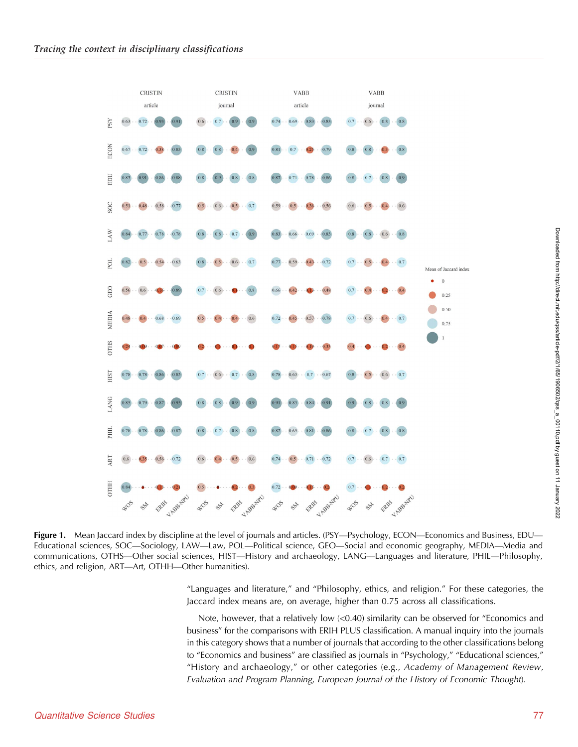| | CRISTIN article | | | | CRISTIN journal | | | | VABB article | | | | VABB journal | | | |
|---|---|---|---|---|---|---|---|---|---|---|---|---|---|---|---|---|
| | WOS | SM | ERIH | VABB-NPU | WOS | SM | ERIH | VABB-NPU | WOS | SM | ERIH | VABB-NPU | WOS | SM | ERIH | VABB-NPU |
| PSY | 0.63 | 0.72 | 0.93 | 0.91 | 0.6 | 0.7 | 0.9 | 0.9 | 0.74 | 0.69 | 0.83 | 0.83 | 0.7 | 0.6 | 0.8 | 0.8 |
| ECON | 0.67 | 0.72 | 0.38 | 0.85 | 0.8 | 0.8 | 0.4 | 0.9 | 0.81 | 0.7 | 0.25 | 0.79 | 0.8 | 0.8 | 0.3 | 0.8 |
| EDU | 0.83 | 0.91 | 0.86 | 0.88 | 0.8 | 0.9 | 0.8 | 0.8 | 0.87 | 0.71 | 0.78 | 0.86 | 0.8 | 0.7 | 0.8 | 0.9 |
| SOC | 0.51 | 0.48 | 0.58 | 0.77 | 0.5 | 0.6 | 0.5 | 0.7 | 0.59 | 0.5 | 0.36 | 0.56 | 0.6 | 0.5 | 0.4 | 0.6 |
| LAW | 0.84 | 0.77 | 0.78 | 0.78 | 0.8 | 0.8 | 0.7 | 0.9 | 0.83 | 0.66 | 0.69 | 0.83 | 0.8 | 0.8 | 0.6 | 0.8 |
| POL | 0.82 | 0.5 | 0.54 | 0.63 | 0.8 | 0.5 | 0.6 | 0.7 | 0.77 | 0.59 | 0.43 | 0.72 | 0.7 | 0.5 | 0.4 | 0.7 |
| GEO | 0.56 | 0.6 | 0.16 | 0.89 | 0.7 | 0.6 | 0.1 | 0.8 | 0.66 | 0.42 | 0.13 | 0.48 | 0.7 | 0.4 | 0.2 | 0.4 |
| MEDIA | 0.48 | 0.4 | 0.68 | 0.69 | 0.5 | 0.4 | 0.4 | 0.6 | 0.72 | 0.45 | 0.57 | 0.78 | 0.7 | 0.6 | 0.4 | 0.7 |
| OTHS | 0.24 | 0.07 | 0.07 | 0.09 | 0.2 | 0.1 | 0.1 | 0.1 | 0.17 | 0.15 | 0.13 | 0.33 | 0.4 | 0.1 | 0.2 | 0.4 |
| HIST | 0.78 | 0.78 | 0.86 | 0.85 | 0.7 | 0.6 | 0.7 | 0.8 | 0.78 | 0.63 | 0.7 | 0.67 | 0.8 | 0.5 | 0.6 | 0.7 |
| LANG | 0.85 | 0.79 | 0.87 | 0.95 | 0.8 | 0.8 | 0.9 | 0.9 | 0.91 | 0.83 | 0.84 | 0.91 | 0.9 | 0.8 | 0.8 | 0.9 |
| PHIL | 0.78 | 0.78 | 0.86 | 0.82 | 0.8 | 0.7 | 0.8 | 0.8 | 0.82 | 0.65 | 0.81 | 0.86 | 0.8 | 0.7 | 0.8 | 0.8 |
| ART | 0.6 | 0.35 | 0.56 | 0.72 | 0.6 | 0.4 | 0.5 | 0.6 | 0.74 | 0.5 | 0.71 | 0.72 | 0.7 | 0.6 | 0.7 | 0.7 |
| OTHH | 0.84 | | 0.13 | 0.21 | 0.5 | | 0.2 | 0.3 | 0.72 | 0.09 | 0.15 | 0.2 | 0.7 | 0.1 | 0.2 | 0.2 |

Mean of Jaccard index: 0, 0.25, 0.50, 0.75, 1

**Figure 1.** Mean Jaccard index by discipline at the level of journals and articles. (PSY—Psychology, ECON—Economics and Business, EDU—Educational sciences, SOC—Sociology, LAW—Law, POL—Political science, GEO—Social and economic geography, MEDIA—Media and communications, OTHS—Other social sciences, HIST—History and archaeology, LANG—Languages and literature, PHIL—Philosophy, ethics, and religion, ART—Art, OTHH—Other humanities).

"Languages and literature," and "Philosophy, ethics, and religion." For these categories, the Jaccard index means are, on average, higher than 0.75 across all classifications.

Note, however, that a relatively low (<0.40) similarity can be observed for "Economics and business" for the comparisons with ERIH PLUS classification. A manual inquiry into the journals in this category shows that a number of journals that according to the other classifications belong to "Economics and business" are classified as journals in "Psychology," "Educational sciences," "History and archaeology," or other categories (e.g., *Academy of Management Review*, *Evaluation and Program Planning*, *European Journal of the History of Economic Thought*).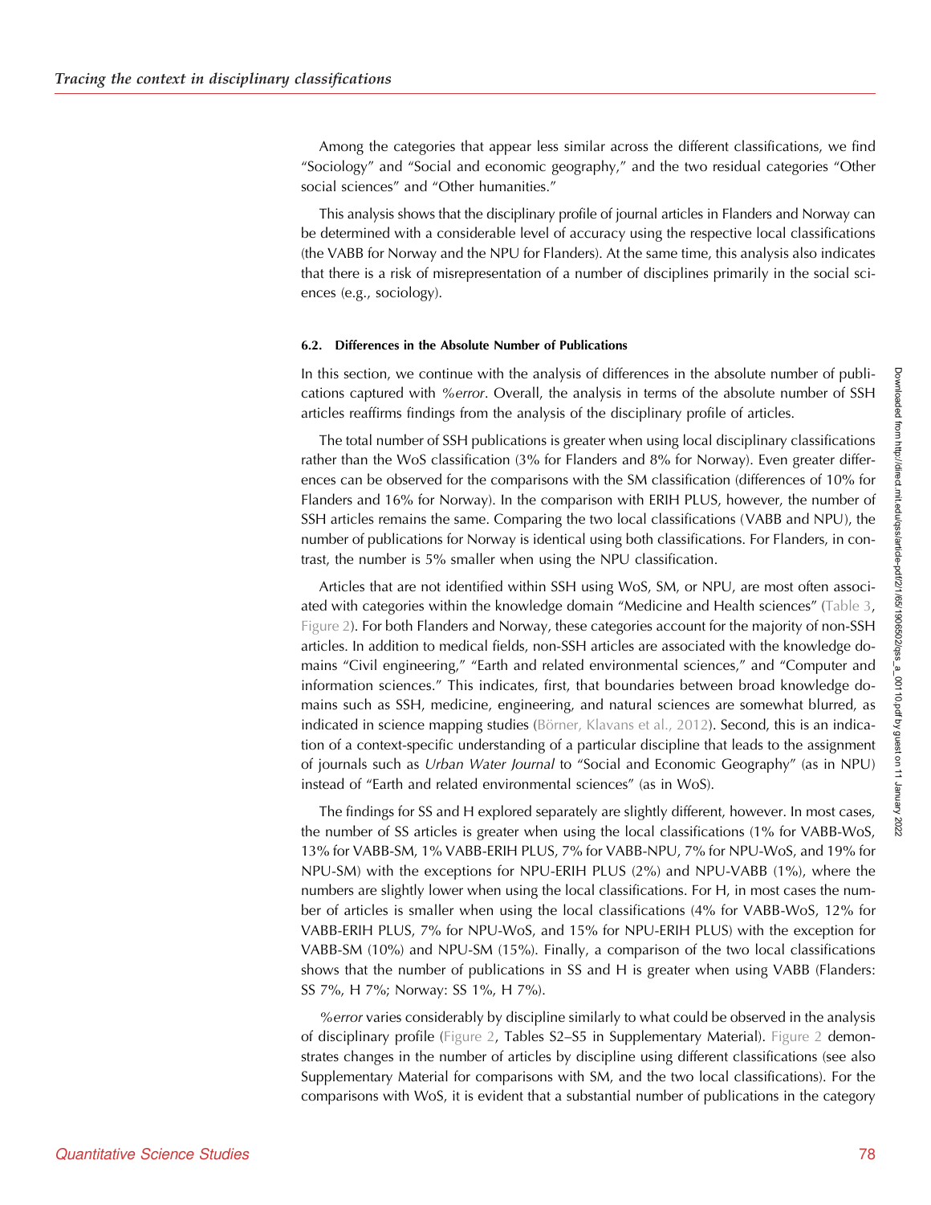Among the categories that appear less similar across the different classifications, we find "Sociology" and "Social and economic geography," and the two residual categories "Other social sciences" and "Other humanities."

This analysis shows that the disciplinary profile of journal articles in Flanders and Norway can be determined with a considerable level of accuracy using the respective local classifications (the VABB for Norway and the NPU for Flanders). At the same time, this analysis also indicates that there is a risk of misrepresentation of a number of disciplines primarily in the social sciences (e.g., sociology).

### 6.2. Differences in the Absolute Number of Publications

In this section, we continue with the analysis of differences in the absolute number of publications captured with *%error*. Overall, the analysis in terms of the absolute number of SSH articles reaffirms findings from the analysis of the disciplinary profile of articles.

The total number of SSH publications is greater when using local disciplinary classifications rather than the WoS classification (3% for Flanders and 8% for Norway). Even greater differences can be observed for the comparisons with the SM classification (differences of 10% for Flanders and 16% for Norway). In the comparison with ERIH PLUS, however, the number of SSH articles remains the same. Comparing the two local classifications (VABB and NPU), the number of publications for Norway is identical using both classifications. For Flanders, in contrast, the number is 5% smaller when using the NPU classification.

Articles that are not identified within SSH using WoS, SM, or NPU, are most often associated with categories within the knowledge domain "Medicine and Health sciences" (Table 3, Figure 2). For both Flanders and Norway, these categories account for the majority of non-SSH articles. In addition to medical fields, non-SSH articles are associated with the knowledge domains "Civil engineering," "Earth and related environmental sciences," and "Computer and information sciences." This indicates, first, that boundaries between broad knowledge domains such as SSH, medicine, engineering, and natural sciences are somewhat blurred, as indicated in science mapping studies (Börner, Klavans et al., 2012). Second, this is an indication of a context-specific understanding of a particular discipline that leads to the assignment of journals such as *Urban Water Journal* to "Social and Economic Geography" (as in NPU) instead of "Earth and related environmental sciences" (as in WoS).

The findings for SS and H explored separately are slightly different, however. In most cases, the number of SS articles is greater when using the local classifications (1% for VABB-WoS, 13% for VABB-SM, 1% VABB-ERIH PLUS, 7% for VABB-NPU, 7% for NPU-WoS, and 19% for NPU-SM) with the exceptions for NPU-ERIH PLUS (2%) and NPU-VABB (1%), where the numbers are slightly lower when using the local classifications. For H, in most cases the number of articles is smaller when using the local classifications (4% for VABB-WoS, 12% for VABB-ERIH PLUS, 7% for NPU-WoS, and 15% for NPU-ERIH PLUS) with the exception for VABB-SM (10%) and NPU-SM (15%). Finally, a comparison of the two local classifications shows that the number of publications in SS and H is greater when using VABB (Flanders: SS 7%, H 7%; Norway: SS 1%, H 7%).

*%error* varies considerably by discipline similarly to what could be observed in the analysis of disciplinary profile (Figure 2, Tables S2–S5 in Supplementary Material). Figure 2 demonstrates changes in the number of articles by discipline using different classifications (see also Supplementary Material for comparisons with SM, and the two local classifications). For the comparisons with WoS, it is evident that a substantial number of publications in the category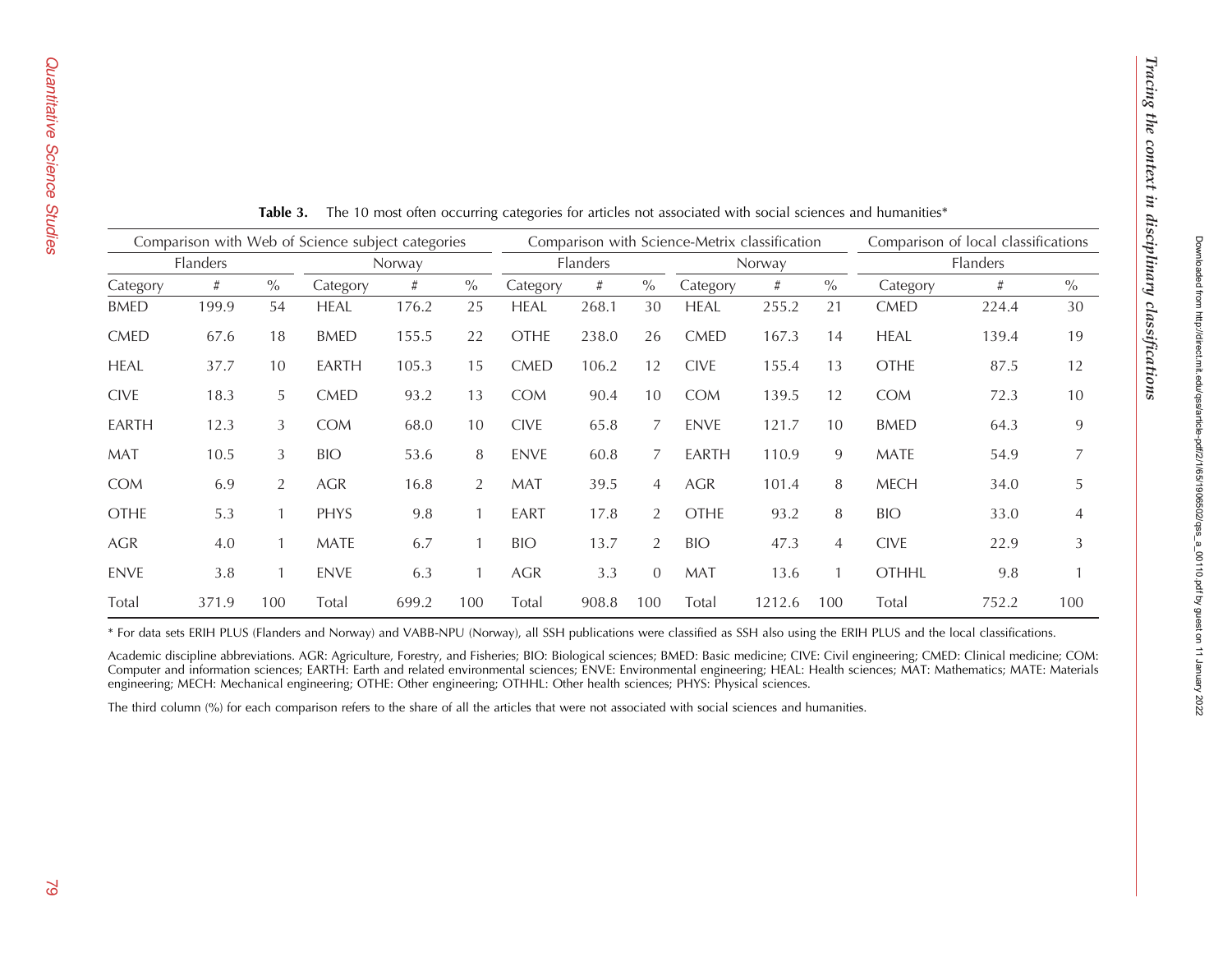**Table 3.** The 10 most often occurring categories for articles not associated with social sciences and humanities*

| Comparison with Web of Science subject categories | | | | | | Comparison with Science-Metrix classification | | | | | | Comparison of local classifications | | |
|---|---|---|---|---|---|---|---|---|---|---|---|---|---|---|
| Flanders | | | Norway | | | Flanders | | | Norway | | | Flanders | | |
| Category | # | % | Category | # | % | Category | # | % | Category | # | % | Category | # | % |
| BMED | 199.9 | 54 | HEAL | 176.2 | 25 | HEAL | 268.1 | 30 | HEAL | 255.2 | 21 | CMED | 224.4 | 30 |
| CMED | 67.6 | 18 | BMED | 155.5 | 22 | OTHE | 238.0 | 26 | CMED | 167.3 | 14 | HEAL | 139.4 | 19 |
| HEAL | 37.7 | 10 | EARTH | 105.3 | 15 | CMED | 106.2 | 12 | CIVE | 155.4 | 13 | OTHE | 87.5 | 12 |
| CIVE | 18.3 | 5 | CMED | 93.2 | 13 | COM | 90.4 | 10 | COM | 139.5 | 12 | COM | 72.3 | 10 |
| EARTH | 12.3 | 3 | COM | 68.0 | 10 | CIVE | 65.8 | 7 | ENVE | 121.7 | 10 | BMED | 64.3 | 9 |
| MAT | 10.5 | 3 | BIO | 53.6 | 8 | ENVE | 60.8 | 7 | EARTH | 110.9 | 9 | MATE | 54.9 | 7 |
| COM | 6.9 | 2 | AGR | 16.8 | 2 | MAT | 39.5 | 4 | AGR | 101.4 | 8 | MECH | 34.0 | 5 |
| OTHE | 5.3 | 1 | PHYS | 9.8 | 1 | EART | 17.8 | 2 | OTHE | 93.2 | 8 | BIO | 33.0 | 4 |
| AGR | 4.0 | 1 | MATE | 6.7 | 1 | BIO | 13.7 | 2 | BIO | 47.3 | 4 | CIVE | 22.9 | 3 |
| ENVE | 3.8 | 1 | ENVE | 6.3 | 1 | AGR | 3.3 | 0 | MAT | 13.6 | 1 | OTHHL | 9.8 | 1 |
| Total | 371.9 | 100 | Total | 699.2 | 100 | Total | 908.8 | 100 | Total | 1212.6 | 100 | Total | 752.2 | 100 |

* For data sets ERIH PLUS (Flanders and Norway) and VABB-NPU (Norway), all SSH publications were classified as SSH also using the ERIH PLUS and the local classifications.

Academic discipline abbreviations. AGR: Agriculture, Forestry, and Fisheries; BIO: Biological sciences; BMED: Basic medicine; CIVE: Civil engineering; CMED: Clinical medicine; COM: Computer and information sciences; EARTH: Earth and related environmental sciences; ENVE: Environmental engineering; HEAL: Health sciences; MAT: Mathematics; MATE: Materials engineering; MECH: Mechanical engineering; OTHE: Other engineering; OTHHL: Other health sciences; PHYS: Physical sciences.

The third column (%) for each comparison refers to the share of all the articles that were not associated with social sciences and humanities.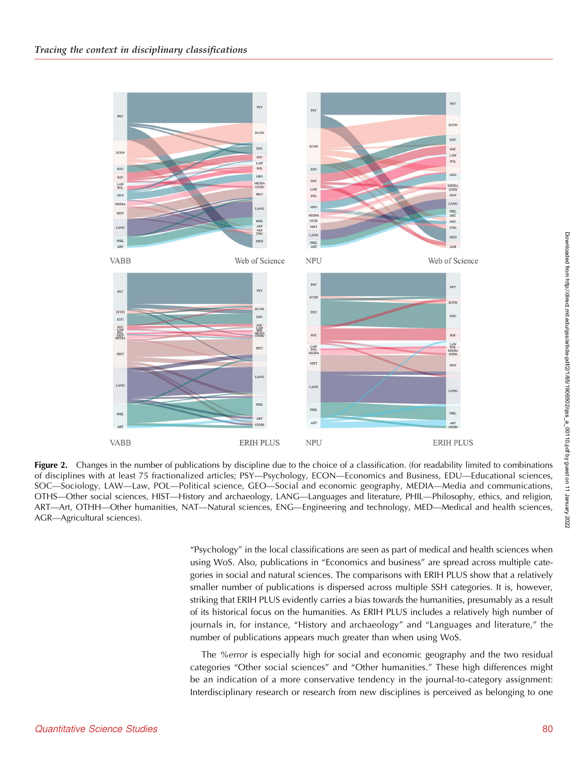**Figure 2.** Changes in the number of publications by discipline due to the choice of a classification. (for readability limited to combinations of disciplines with at least 75 fractionalized articles; PSY—Psychology, ECON—Economics and Business, EDU—Educational sciences, SOC—Sociology, LAW—Law, POL—Political science, GEO—Social and economic geography, MEDIA—Media and communications, OTHS—Other social sciences, HIST—History and archaeology, LANG—Languages and literature, PHIL—Philosophy, ethics, and religion, ART—Art, OTHH—Other humanities, NAT—Natural sciences, ENG—Engineering and technology, MED—Medical and health sciences, AGR—Agricultural sciences).

"Psychology" in the local classifications are seen as part of medical and health sciences when using WoS. Also, publications in "Economics and business" are spread across multiple categories in social and natural sciences. The comparisons with ERIH PLUS show that a relatively smaller number of publications is dispersed across multiple SSH categories. It is, however, striking that ERIH PLUS evidently carries a bias towards the humanities, presumably as a result of its historical focus on the humanities. As ERIH PLUS includes a relatively high number of journals in, for instance, "History and archaeology" and "Languages and literature," the number of publications appears much greater than when using WoS.

The *%error* is especially high for social and economic geography and the two residual categories "Other social sciences" and "Other humanities." These high differences might be an indication of a more conservative tendency in the journal-to-category assignment: Interdisciplinary research or research from new disciplines is perceived as belonging to one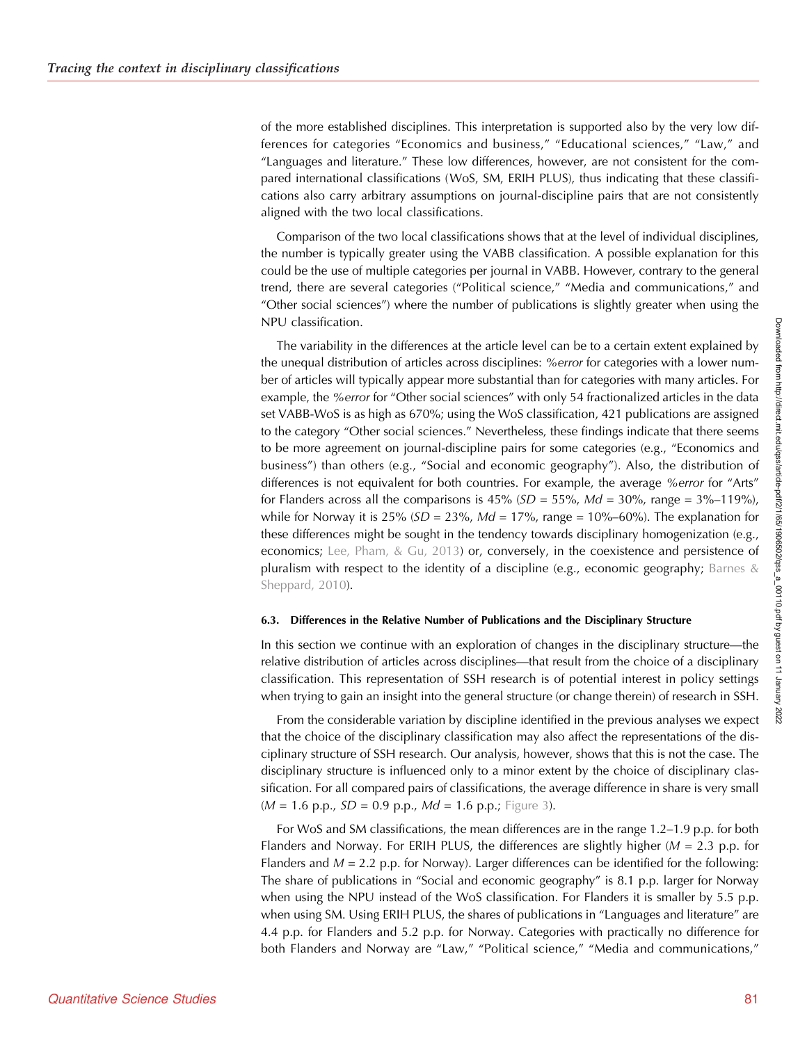of the more established disciplines. This interpretation is supported also by the very low differences for categories "Economics and business," "Educational sciences," "Law," and "Languages and literature." These low differences, however, are not consistent for the compared international classifications (WoS, SM, ERIH PLUS), thus indicating that these classifications also carry arbitrary assumptions on journal-discipline pairs that are not consistently aligned with the two local classifications.

Comparison of the two local classifications shows that at the level of individual disciplines, the number is typically greater using the VABB classification. A possible explanation for this could be the use of multiple categories per journal in VABB. However, contrary to the general trend, there are several categories ("Political science," "Media and communications," and "Other social sciences") where the number of publications is slightly greater when using the NPU classification.

The variability in the differences at the article level can be to a certain extent explained by the unequal distribution of articles across disciplines: *%error* for categories with a lower number of articles will typically appear more substantial than for categories with many articles. For example, the *%error* for "Other social sciences" with only 54 fractionalized articles in the data set VABB-WoS is as high as 670%; using the WoS classification, 421 publications are assigned to the category "Other social sciences." Nevertheless, these findings indicate that there seems to be more agreement on journal-discipline pairs for some categories (e.g., "Economics and business") than others (e.g., "Social and economic geography"). Also, the distribution of differences is not equivalent for both countries. For example, the average *%error* for "Arts" for Flanders across all the comparisons is 45% (*SD* = 55%, *Md* = 30%, range = 3%–119%), while for Norway it is 25% (*SD* = 23%, *Md* = 17%, range = 10%–60%). The explanation for these differences might be sought in the tendency towards disciplinary homogenization (e.g., economics; Lee, Pham, & Gu, 2013) or, conversely, in the coexistence and persistence of pluralism with respect to the identity of a discipline (e.g., economic geography; Barnes & Sheppard, 2010).

#### 6.3. Differences in the Relative Number of Publications and the Disciplinary Structure

In this section we continue with an exploration of changes in the disciplinary structure—the relative distribution of articles across disciplines—that result from the choice of a disciplinary classification. This representation of SSH research is of potential interest in policy settings when trying to gain an insight into the general structure (or change therein) of research in SSH.

From the considerable variation by discipline identified in the previous analyses we expect that the choice of the disciplinary classification may also affect the representations of the disciplinary structure of SSH research. Our analysis, however, shows that this is not the case. The disciplinary structure is influenced only to a minor extent by the choice of disciplinary classification. For all compared pairs of classifications, the average difference in share is very small (*M* = 1.6 p.p., *SD* = 0.9 p.p., *Md* = 1.6 p.p.; Figure 3).

For WoS and SM classifications, the mean differences are in the range 1.2–1.9 p.p. for both Flanders and Norway. For ERIH PLUS, the differences are slightly higher (*M* = 2.3 p.p. for Flanders and *M* = 2.2 p.p. for Norway). Larger differences can be identified for the following: The share of publications in "Social and economic geography" is 8.1 p.p. larger for Norway when using the NPU instead of the WoS classification. For Flanders it is smaller by 5.5 p.p. when using SM. Using ERIH PLUS, the shares of publications in "Languages and literature" are 4.4 p.p. for Flanders and 5.2 p.p. for Norway. Categories with practically no difference for both Flanders and Norway are "Law," "Political science," "Media and communications,"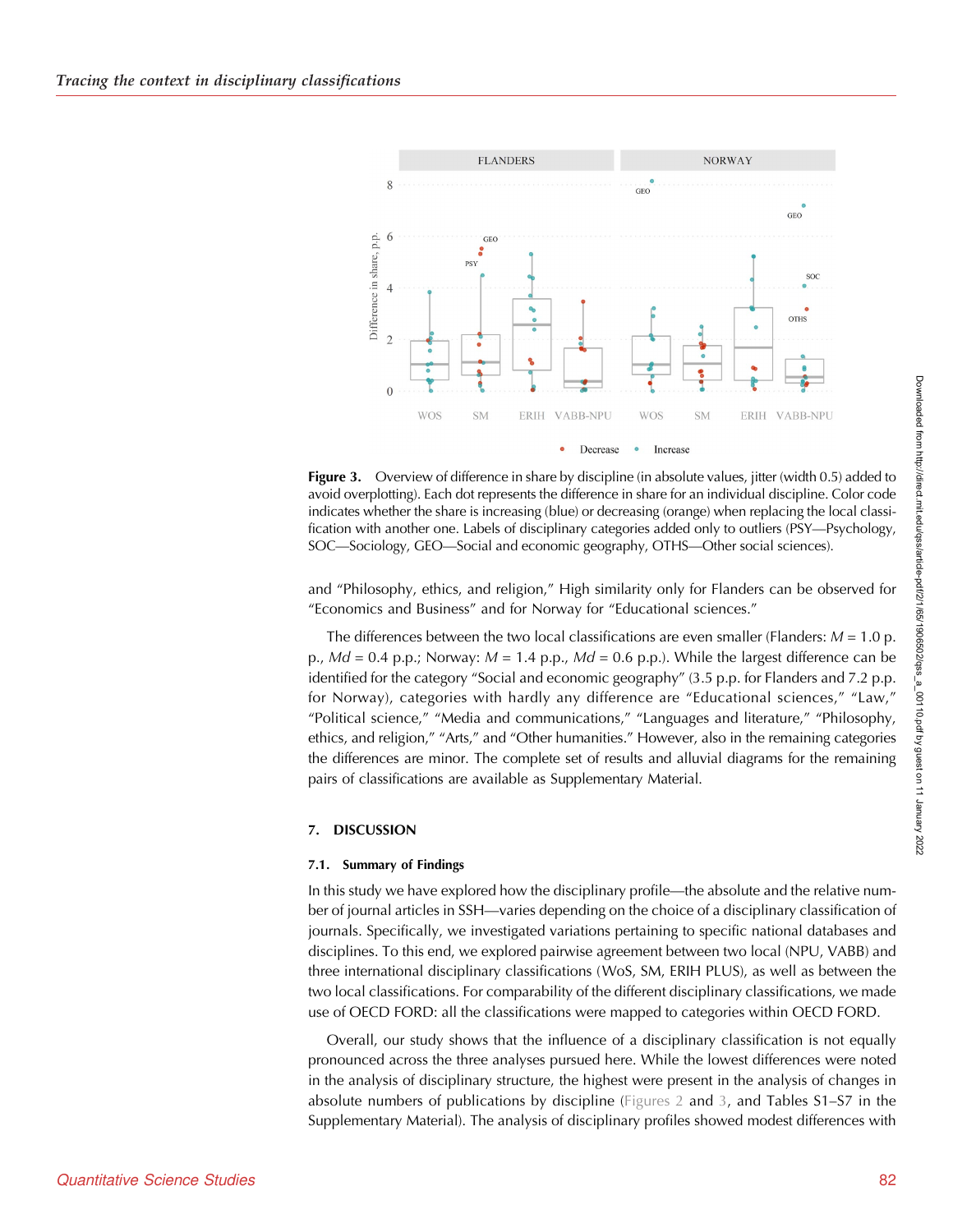**Figure 3.** Overview of difference in share by discipline (in absolute values, jitter (width 0.5) added to avoid overplotting). Each dot represents the difference in share for an individual discipline. Color code indicates whether the share is increasing (blue) or decreasing (orange) when replacing the local classification with another one. Labels of disciplinary categories added only to outliers (PSY—Psychology, SOC—Sociology, GEO—Social and economic geography, OTHS—Other social sciences).

and "Philosophy, ethics, and religion," High similarity only for Flanders can be observed for "Economics and Business" and for Norway for "Educational sciences."

The differences between the two local classifications are even smaller (Flanders: $M$ = 1.0 p.p., $Md$ = 0.4 p.p.; Norway: $M$ = 1.4 p.p., $Md$ = 0.6 p.p.). While the largest difference can be identified for the category "Social and economic geography" (3.5 p.p. for Flanders and 7.2 p.p. for Norway), categories with hardly any difference are "Educational sciences," "Law," "Political science," "Media and communications," "Languages and literature," "Philosophy, ethics, and religion," "Arts," and "Other humanities." However, also in the remaining categories the differences are minor. The complete set of results and alluvial diagrams for the remaining pairs of classifications are available as Supplementary Material.

## 7. DISCUSSION

### 7.1. Summary of Findings

In this study we have explored how the disciplinary profile—the absolute and the relative number of journal articles in SSH—varies depending on the choice of a disciplinary classification of journals. Specifically, we investigated variations pertaining to specific national databases and disciplines. To this end, we explored pairwise agreement between two local (NPU, VABB) and three international disciplinary classifications (WoS, SM, ERIH PLUS), as well as between the two local classifications. For comparability of the different disciplinary classifications, we made use of OECD FORD: all the classifications were mapped to categories within OECD FORD.

Overall, our study shows that the influence of a disciplinary classification is not equally pronounced across the three analyses pursued here. While the lowest differences were noted in the analysis of disciplinary structure, the highest were present in the analysis of changes in absolute numbers of publications by discipline (Figures 2 and 3, and Tables S1–S7 in the Supplementary Material). The analysis of disciplinary profiles showed modest differences with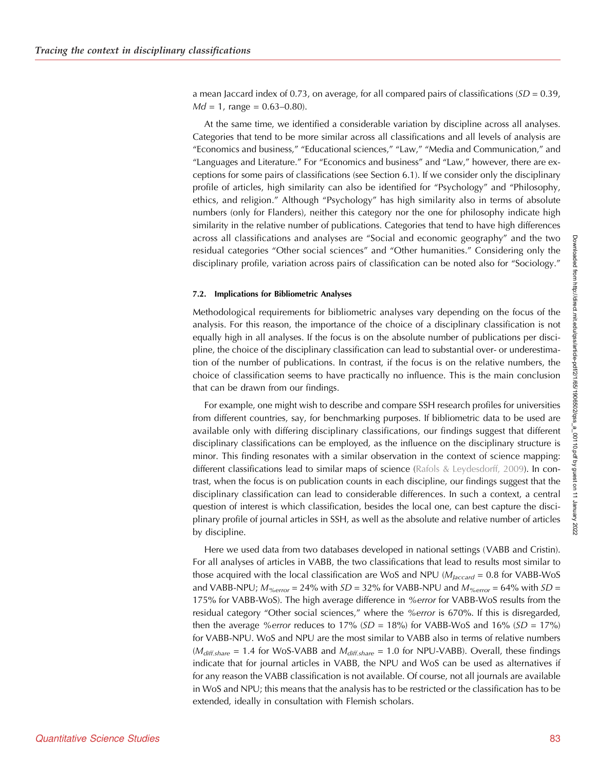a mean Jaccard index of 0.73, on average, for all compared pairs of classifications ($SD$ = 0.39, $Md$ = 1, range = 0.63–0.80).

At the same time, we identified a considerable variation by discipline across all analyses. Categories that tend to be more similar across all classifications and all levels of analysis are "Economics and business," "Educational sciences," "Law," "Media and Communication," and "Languages and Literature." For "Economics and business" and "Law," however, there are exceptions for some pairs of classifications (see Section 6.1). If we consider only the disciplinary profile of articles, high similarity can also be identified for "Psychology" and "Philosophy, ethics, and religion." Although "Psychology" has high similarity also in terms of absolute numbers (only for Flanders), neither this category nor the one for philosophy indicate high similarity in the relative number of publications. Categories that tend to have high differences across all classifications and analyses are "Social and economic geography" and the two residual categories "Other social sciences" and "Other humanities." Considering only the disciplinary profile, variation across pairs of classification can be noted also for "Sociology."

#### 7.2. Implications for Bibliometric Analyses

Methodological requirements for bibliometric analyses vary depending on the focus of the analysis. For this reason, the importance of the choice of a disciplinary classification is not equally high in all analyses. If the focus is on the absolute number of publications per discipline, the choice of the disciplinary classification can lead to substantial over- or underestimation of the number of publications. In contrast, if the focus is on the relative numbers, the choice of classification seems to have practically no influence. This is the main conclusion that can be drawn from our findings.

For example, one might wish to describe and compare SSH research profiles for universities from different countries, say, for benchmarking purposes. If bibliometric data to be used are available only with differing disciplinary classifications, our findings suggest that different disciplinary classifications can be employed, as the influence on the disciplinary structure is minor. This finding resonates with a similar observation in the context of science mapping: different classifications lead to similar maps of science (Rafols & Leydesdorff, 2009). In contrast, when the focus is on publication counts in each discipline, our findings suggest that the disciplinary classification can lead to considerable differences. In such a context, a central question of interest is which classification, besides the local one, can best capture the disciplinary profile of journal articles in SSH, as well as the absolute and relative number of articles by discipline.

Here we used data from two databases developed in national settings (VABB and Cristin). For all analyses of articles in VABB, the two classifications that lead to results most similar to those acquired with the local classification are WoS and NPU ($M_{Jaccard}$ = 0.8 for VABB-WoS and VABB-NPU; $M_{\%error}$ = 24% with $SD$ = 32% for VABB-NPU and $M_{\%error}$ = 64% with $SD$ = 175% for VABB-WoS). The high average difference in *%error* for VABB-WoS results from the residual category "Other social sciences," where the *%error* is 670%. If this is disregarded, then the average *%error* reduces to 17% ($SD$ = 18%) for VABB-WoS and 16% ($SD$ = 17%) for VABB-NPU. WoS and NPU are the most similar to VABB also in terms of relative numbers ($M_{diff.share}$ = 1.4 for WoS-VABB and $M_{diff.share}$ = 1.0 for NPU-VABB). Overall, these findings indicate that for journal articles in VABB, the NPU and WoS can be used as alternatives if for any reason the VABB classification is not available. Of course, not all journals are available in WoS and NPU; this means that the analysis has to be restricted or the classification has to be extended, ideally in consultation with Flemish scholars.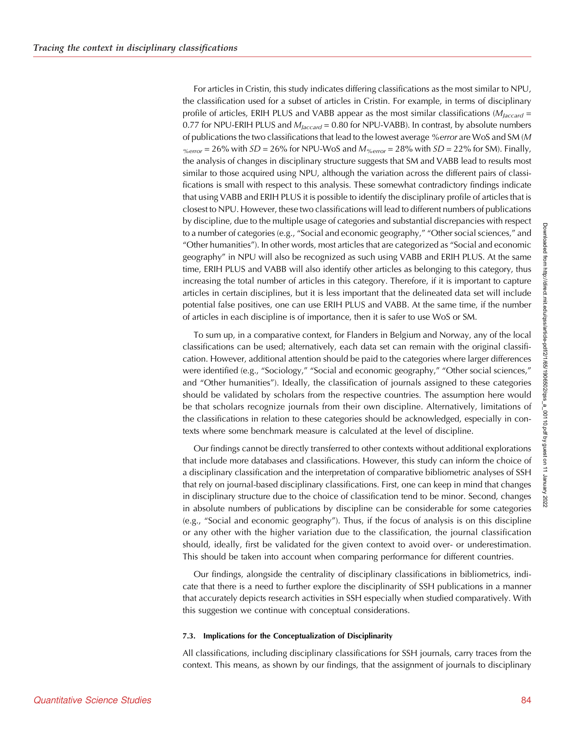For articles in Cristin, this study indicates differing classifications as the most similar to NPU, the classification used for a subset of articles in Cristin. For example, in terms of disciplinary profile of articles, ERIH PLUS and VABB appear as the most similar classifications ($M_{Jaccard}$ = 0.77 for NPU-ERIH PLUS and $M_{Jaccard}$ = 0.80 for NPU-VABB). In contrast, by absolute numbers of publications the two classifications that lead to the lowest average *%error* are WoS and SM ($M_{\%error}$ = 26% with $SD$ = 26% for NPU-WoS and $M_{\%error}$ = 28% with $SD$ = 22% for SM). Finally, the analysis of changes in disciplinary structure suggests that SM and VABB lead to results most similar to those acquired using NPU, although the variation across the different pairs of classifications is small with respect to this analysis. These somewhat contradictory findings indicate that using VABB and ERIH PLUS it is possible to identify the disciplinary profile of articles that is closest to NPU. However, these two classifications will lead to different numbers of publications by discipline, due to the multiple usage of categories and substantial discrepancies with respect to a number of categories (e.g., "Social and economic geography," "Other social sciences," and "Other humanities"). In other words, most articles that are categorized as "Social and economic geography" in NPU will also be recognized as such using VABB and ERIH PLUS. At the same time, ERIH PLUS and VABB will also identify other articles as belonging to this category, thus increasing the total number of articles in this category. Therefore, if it is important to capture articles in certain disciplines, but it is less important that the delineated data set will include potential false positives, one can use ERIH PLUS and VABB. At the same time, if the number of articles in each discipline is of importance, then it is safer to use WoS or SM.

To sum up, in a comparative context, for Flanders in Belgium and Norway, any of the local classifications can be used; alternatively, each data set can remain with the original classification. However, additional attention should be paid to the categories where larger differences were identified (e.g., "Sociology," "Social and economic geography," "Other social sciences," and "Other humanities"). Ideally, the classification of journals assigned to these categories should be validated by scholars from the respective countries. The assumption here would be that scholars recognize journals from their own discipline. Alternatively, limitations of the classifications in relation to these categories should be acknowledged, especially in contexts where some benchmark measure is calculated at the level of discipline.

Our findings cannot be directly transferred to other contexts without additional explorations that include more databases and classifications. However, this study can inform the choice of a disciplinary classification and the interpretation of comparative bibliometric analyses of SSH that rely on journal-based disciplinary classifications. First, one can keep in mind that changes in disciplinary structure due to the choice of classification tend to be minor. Second, changes in absolute numbers of publications by discipline can be considerable for some categories (e.g., "Social and economic geography"). Thus, if the focus of analysis is on this discipline or any other with the higher variation due to the classification, the journal classification should, ideally, first be validated for the given context to avoid over- or underestimation. This should be taken into account when comparing performance for different countries.

Our findings, alongside the centrality of disciplinary classifications in bibliometrics, indicate that there is a need to further explore the disciplinarity of SSH publications in a manner that accurately depicts research activities in SSH especially when studied comparatively. With this suggestion we continue with conceptual considerations.

#### 7.3. Implications for the Conceptualization of Disciplinarity

All classifications, including disciplinary classifications for SSH journals, carry traces from the context. This means, as shown by our findings, that the assignment of journals to disciplinary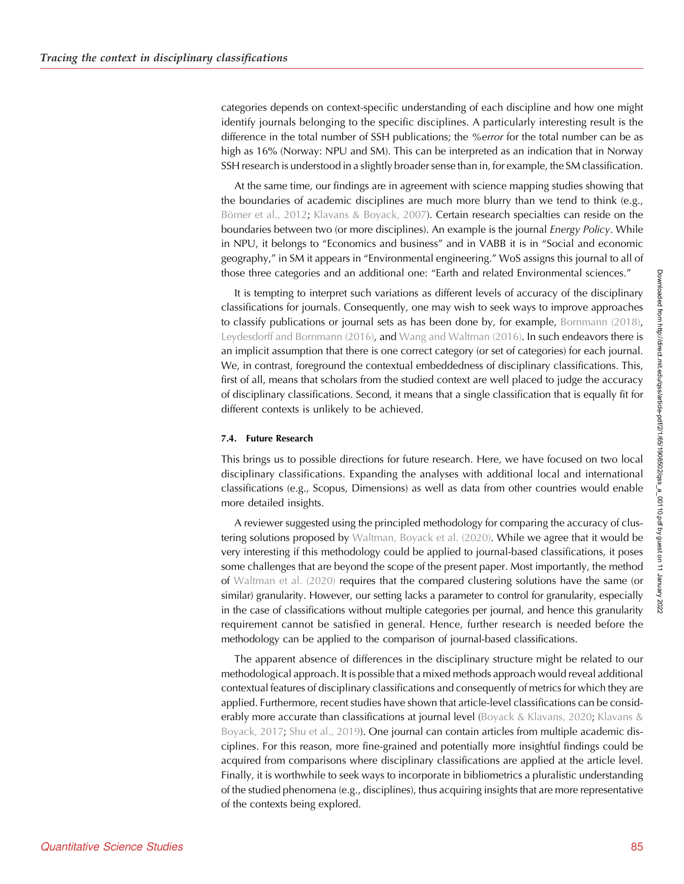categories depends on context-specific understanding of each discipline and how one might identify journals belonging to the specific disciplines. A particularly interesting result is the difference in the total number of SSH publications; the *%error* for the total number can be as high as 16% (Norway: NPU and SM). This can be interpreted as an indication that in Norway SSH research is understood in a slightly broader sense than in, for example, the SM classification.

At the same time, our findings are in agreement with science mapping studies showing that the boundaries of academic disciplines are much more blurry than we tend to think (e.g., Börner et al., 2012; Klavans & Boyack, 2007). Certain research specialties can reside on the boundaries between two (or more disciplines). An example is the journal *Energy Policy*. While in NPU, it belongs to "Economics and business" and in VABB it is in "Social and economic geography," in SM it appears in "Environmental engineering." WoS assigns this journal to all of those three categories and an additional one: "Earth and related Environmental sciences."

It is tempting to interpret such variations as different levels of accuracy of the disciplinary classifications for journals. Consequently, one may wish to seek ways to improve approaches to classify publications or journal sets as has been done by, for example, Bornmann (2018), Leydesdorff and Bornmann (2016), and Wang and Waltman (2016). In such endeavors there is an implicit assumption that there is one correct category (or set of categories) for each journal. We, in contrast, foreground the contextual embeddedness of disciplinary classifications. This, first of all, means that scholars from the studied context are well placed to judge the accuracy of disciplinary classifications. Second, it means that a single classification that is equally fit for different contexts is unlikely to be achieved.

### 7.4. Future Research

This brings us to possible directions for future research. Here, we have focused on two local disciplinary classifications. Expanding the analyses with additional local and international classifications (e.g., Scopus, Dimensions) as well as data from other countries would enable more detailed insights.

A reviewer suggested using the principled methodology for comparing the accuracy of clustering solutions proposed by Waltman, Boyack et al. (2020). While we agree that it would be very interesting if this methodology could be applied to journal-based classifications, it poses some challenges that are beyond the scope of the present paper. Most importantly, the method of Waltman et al. (2020) requires that the compared clustering solutions have the same (or similar) granularity. However, our setting lacks a parameter to control for granularity, especially in the case of classifications without multiple categories per journal, and hence this granularity requirement cannot be satisfied in general. Hence, further research is needed before the methodology can be applied to the comparison of journal-based classifications.

The apparent absence of differences in the disciplinary structure might be related to our methodological approach. It is possible that a mixed methods approach would reveal additional contextual features of disciplinary classifications and consequently of metrics for which they are applied. Furthermore, recent studies have shown that article-level classifications can be considerably more accurate than classifications at journal level (Boyack & Klavans, 2020; Klavans & Boyack, 2017; Shu et al., 2019). One journal can contain articles from multiple academic disciplines. For this reason, more fine-grained and potentially more insightful findings could be acquired from comparisons where disciplinary classifications are applied at the article level. Finally, it is worthwhile to seek ways to incorporate in bibliometrics a pluralistic understanding of the studied phenomena (e.g., disciplines), thus acquiring insights that are more representative of the contexts being explored.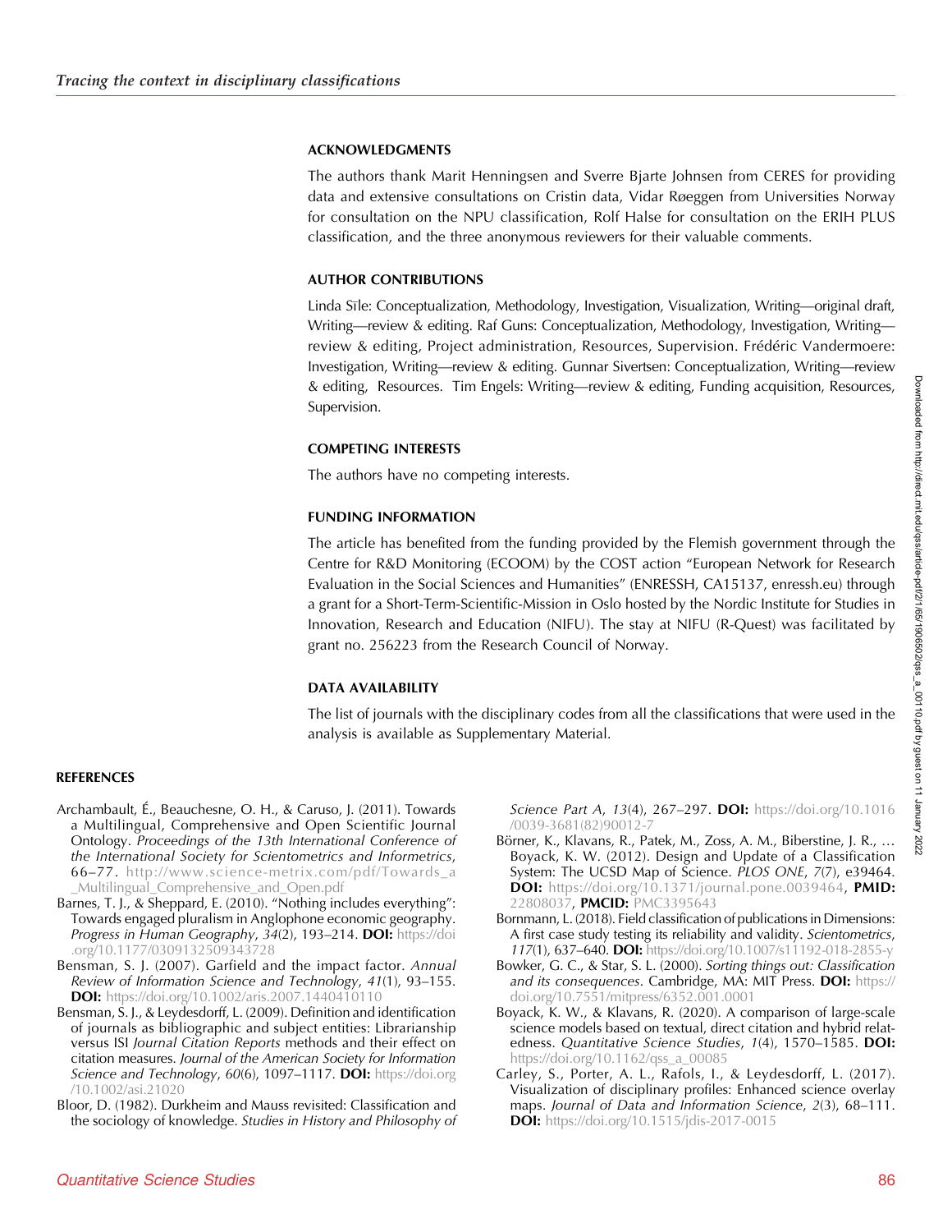## ACKNOWLEDGMENTS

The authors thank Marit Henningsen and Sverre Bjarte Johnsen from CERES for providing data and extensive consultations on Cristin data, Vidar Røeggen from Universities Norway for consultation on the NPU classification, Rolf Halse for consultation on the ERIH PLUS classification, and the three anonymous reviewers for their valuable comments.

## AUTHOR CONTRIBUTIONS

Linda Sīle: Conceptualization, Methodology, Investigation, Visualization, Writing—original draft, Writing—review & editing. Raf Guns: Conceptualization, Methodology, Investigation, Writing—review & editing, Project administration, Resources, Supervision. Frédéric Vandermoere: Investigation, Writing—review & editing. Gunnar Sivertsen: Conceptualization, Writing—review & editing, Resources. Tim Engels: Writing—review & editing, Funding acquisition, Resources, Supervision.

## COMPETING INTERESTS

The authors have no competing interests.

## FUNDING INFORMATION

The article has benefited from the funding provided by the Flemish government through the Centre for R&D Monitoring (ECOOM) by the COST action "European Network for Research Evaluation in the Social Sciences and Humanities" (ENRESSH, CA15137, enressh.eu) through a grant for a Short-Term-Scientific-Mission in Oslo hosted by the Nordic Institute for Studies in Innovation, Research and Education (NIFU). The stay at NIFU (R-Quest) was facilitated by grant no. 256223 from the Research Council of Norway.

## DATA AVAILABILITY

The list of journals with the disciplinary codes from all the classifications that were used in the analysis is available as Supplementary Material.

## REFERENCES

Archambault, É., Beauchesne, O. H., & Caruso, J. (2011). Towards a Multilingual, Comprehensive and Open Scientific Journal Ontology. *Proceedings of the 13th International Conference of the International Society for Scientometrics and Informetrics*, 66–77. http://www.science-metrix.com/pdf/Towards_a_Multilingual_Comprehensive_and_Open.pdf

Barnes, T. J., & Sheppard, E. (2010). "Nothing includes everything": Towards engaged pluralism in Anglophone economic geography. *Progress in Human Geography*, *34*(2), 193–214. **DOI:** https://doi.org/10.1177/0309132509343728

Bensman, S. J. (2007). Garfield and the impact factor. *Annual Review of Information Science and Technology*, *41*(1), 93–155. **DOI:** https://doi.org/10.1002/aris.2007.1440410110

Bensman, S. J., & Leydesdorff, L. (2009). Definition and identification of journals as bibliographic and subject entities: Librarianship versus ISI *Journal Citation Reports* methods and their effect on citation measures. *Journal of the American Society for Information Science and Technology*, *60*(6), 1097–1117. **DOI:** https://doi.org/10.1002/asi.21020

Bloor, D. (1982). Durkheim and Mauss revisited: Classification and the sociology of knowledge. *Studies in History and Philosophy of Science Part A*, *13*(4), 267–297. **DOI:** https://doi.org/10.1016/0039-3681(82)90012-7

Börner, K., Klavans, R., Patek, M., Zoss, A. M., Biberstine, J. R., … Boyack, K. W. (2012). Design and Update of a Classification System: The UCSD Map of Science. *PLOS ONE*, *7*(7), e39464. **DOI:** https://doi.org/10.1371/journal.pone.0039464, **PMID:** 22808037, **PMCID:** PMC3395643

Bornmann, L. (2018). Field classification of publications in Dimensions: A first case study testing its reliability and validity. *Scientometrics*, *117*(1), 637–640. **DOI:** https://doi.org/10.1007/s11192-018-2855-y

Bowker, G. C., & Star, S. L. (2000). *Sorting things out: Classification and its consequences*. Cambridge, MA: MIT Press. **DOI:** https://doi.org/10.7551/mitpress/6352.001.0001

Boyack, K. W., & Klavans, R. (2020). A comparison of large-scale science models based on textual, direct citation and hybrid relatedness. *Quantitative Science Studies*, *1*(4), 1570–1585. **DOI:** https://doi.org/10.1162/qss_a_00085

Carley, S., Porter, A. L., Rafols, I., & Leydesdorff, L. (2017). Visualization of disciplinary profiles: Enhanced science overlay maps. *Journal of Data and Information Science*, *2*(3), 68–111. **DOI:** https://doi.org/10.1515/jdis-2017-0015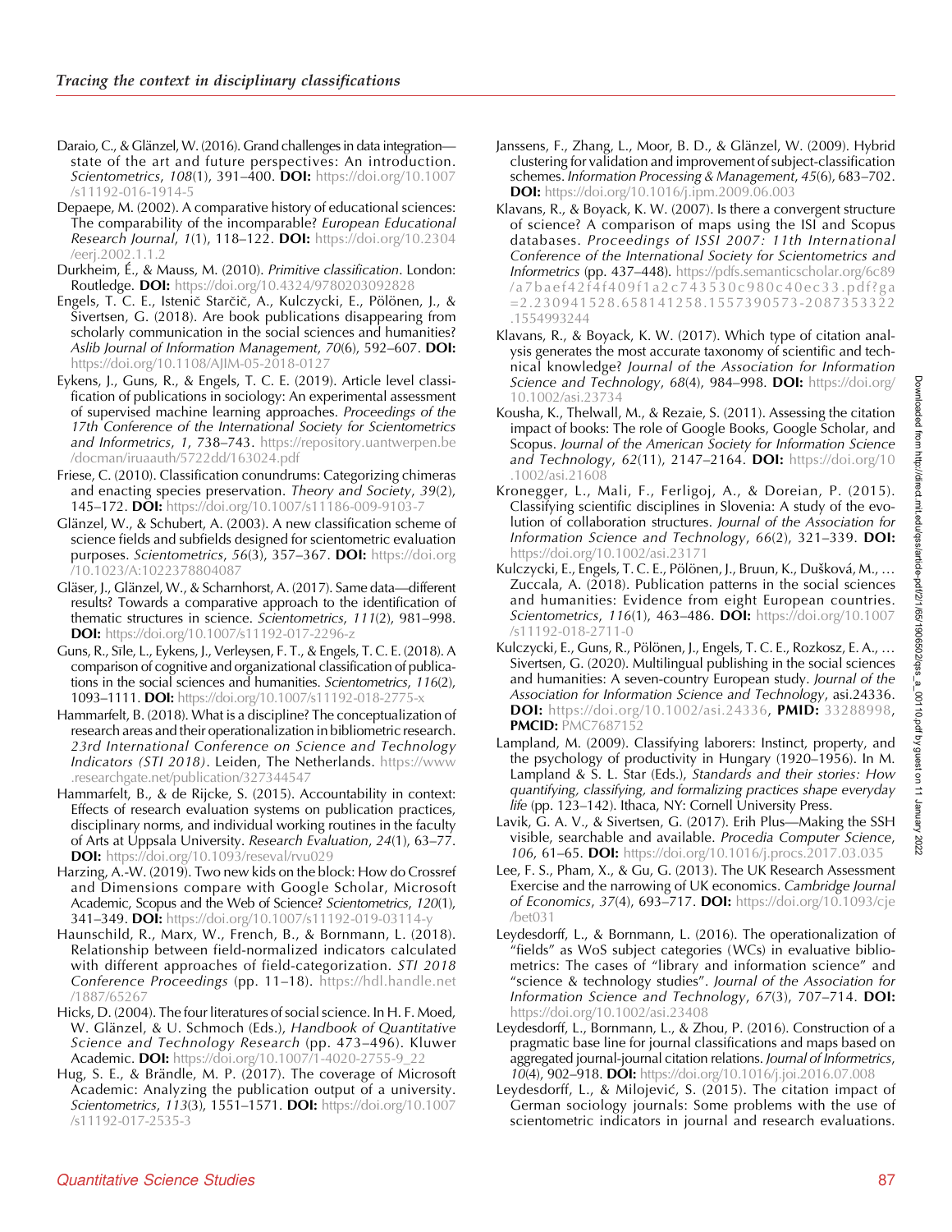Daraio, C., & Glänzel, W. (2016). Grand challenges in data integration—state of the art and future perspectives: An introduction. *Scientometrics*, *108*(1), 391–400. **DOI:** https://doi.org/10.1007/s11192-016-1914-5

Depaepe, M. (2002). A comparative history of educational sciences: The comparability of the incomparable? *European Educational Research Journal*, *1*(1), 118–122. **DOI:** https://doi.org/10.2304/eerj.2002.1.1.2

Durkheim, É., & Mauss, M. (2010). *Primitive classification*. London: Routledge. **DOI:** https://doi.org/10.4324/9780203092828

Engels, T. C. E., Istenič Starčič, A., Kulczycki, E., Pölönen, J., & Sivertsen, G. (2018). Are book publications disappearing from scholarly communication in the social sciences and humanities? *Aslib Journal of Information Management*, *70*(6), 592–607. **DOI:** https://doi.org/10.1108/AJIM-05-2018-0127

Eykens, J., Guns, R., & Engels, T. C. E. (2019). Article level classification of publications in sociology: An experimental assessment of supervised machine learning approaches. *Proceedings of the 17th Conference of the International Society for Scientometrics and Informetrics*, *1*, 738–743. https://repository.uantwerpen.be/docman/iruaauth/5722dd/163024.pdf

Friese, C. (2010). Classification conundrums: Categorizing chimeras and enacting species preservation. *Theory and Society*, *39*(2), 145–172. **DOI:** https://doi.org/10.1007/s11186-009-9103-7

Glänzel, W., & Schubert, A. (2003). A new classification scheme of science fields and subfields designed for scientometric evaluation purposes. *Scientometrics*, *56*(3), 357–367. **DOI:** https://doi.org/10.1023/A:1022378804087

Gläser, J., Glänzel, W., & Scharnhorst, A. (2017). Same data—different results? Towards a comparative approach to the identification of thematic structures in science. *Scientometrics*, *111*(2), 981–998. **DOI:** https://doi.org/10.1007/s11192-017-2296-z

Guns, R., Sīle, L., Eykens, J., Verleysen, F. T., & Engels, T. C. E. (2018). A comparison of cognitive and organizational classification of publications in the social sciences and humanities. *Scientometrics*, *116*(2), 1093–1111. **DOI:** https://doi.org/10.1007/s11192-018-2775-x

Hammarfelt, B. (2018). What is a discipline? The conceptualization of research areas and their operationalization in bibliometric research. *23rd International Conference on Science and Technology Indicators (STI 2018)*. Leiden, The Netherlands. https://www.researchgate.net/publication/327344547

Hammarfelt, B., & de Rijcke, S. (2015). Accountability in context: Effects of research evaluation systems on publication practices, disciplinary norms, and individual working routines in the faculty of Arts at Uppsala University. *Research Evaluation*, *24*(1), 63–77. **DOI:** https://doi.org/10.1093/reseval/rvu029

Harzing, A.-W. (2019). Two new kids on the block: How do Crossref and Dimensions compare with Google Scholar, Microsoft Academic, Scopus and the Web of Science? *Scientometrics*, *120*(1), 341–349. **DOI:** https://doi.org/10.1007/s11192-019-03114-y

Haunschild, R., Marx, W., French, B., & Bornmann, L. (2018). Relationship between field-normalized indicators calculated with different approaches of field-categorization. *STI 2018 Conference Proceedings* (pp. 11–18). https://hdl.handle.net/1887/65267

Hicks, D. (2004). The four literatures of social science. In H. F. Moed, W. Glänzel, & U. Schmoch (Eds.), *Handbook of Quantitative Science and Technology Research* (pp. 473–496). Kluwer Academic. **DOI:** https://doi.org/10.1007/1-4020-2755-9_22

Hug, S. E., & Brändle, M. P. (2017). The coverage of Microsoft Academic: Analyzing the publication output of a university. *Scientometrics*, *113*(3), 1551–1571. **DOI:** https://doi.org/10.1007/s11192-017-2535-3

Janssens, F., Zhang, L., Moor, B. D., & Glänzel, W. (2009). Hybrid clustering for validation and improvement of subject-classification schemes. *Information Processing & Management*, *45*(6), 683–702. **DOI:** https://doi.org/10.1016/j.ipm.2009.06.003

Klavans, R., & Boyack, K. W. (2007). Is there a convergent structure of science? A comparison of maps using the ISI and Scopus databases. *Proceedings of ISSI 2007: 11th International Conference of the International Society for Scientometrics and Informetrics* (pp. 437–448). https://pdfs.semanticscholar.org/6c89/a7baef42f4f409f1a2c743530c980c40ec33.pdf?ga=2.230941528.658141258.1557390573-2087353322.1554993244

Klavans, R., & Boyack, K. W. (2017). Which type of citation analysis generates the most accurate taxonomy of scientific and technical knowledge? *Journal of the Association for Information Science and Technology*, *68*(4), 984–998. **DOI:** https://doi.org/10.1002/asi.23734

Kousha, K., Thelwall, M., & Rezaie, S. (2011). Assessing the citation impact of books: The role of Google Books, Google Scholar, and Scopus. *Journal of the American Society for Information Science and Technology*, *62*(11), 2147–2164. **DOI:** https://doi.org/10.1002/asi.21608

Kronegger, L., Mali, F., Ferligoj, A., & Doreian, P. (2015). Classifying scientific disciplines in Slovenia: A study of the evolution of collaboration structures. *Journal of the Association for Information Science and Technology*, *66*(2), 321–339. **DOI:** https://doi.org/10.1002/asi.23171

Kulczycki, E., Engels, T. C. E., Pölönen, J., Bruun, K., Dušková, M., … Zuccala, A. (2018). Publication patterns in the social sciences and humanities: Evidence from eight European countries. *Scientometrics*, *116*(1), 463–486. **DOI:** https://doi.org/10.1007/s11192-018-2711-0

Kulczycki, E., Guns, R., Pölönen, J., Engels, T. C. E., Rozkosz, E. A., … Sivertsen, G. (2020). Multilingual publishing in the social sciences and humanities: A seven-country European study. *Journal of the Association for Information Science and Technology*, asi.24336. **DOI:** https://doi.org/10.1002/asi.24336, **PMID:** 33288998, **PMCID:** PMC7687152

Lampland, M. (2009). Classifying laborers: Instinct, property, and the psychology of productivity in Hungary (1920–1956). In M. Lampland & S. L. Star (Eds.), *Standards and their stories: How quantifying, classifying, and formalizing practices shape everyday life* (pp. 123–142). Ithaca, NY: Cornell University Press.

Lavik, G. A. V., & Sivertsen, G. (2017). Erih Plus—Making the SSH visible, searchable and available. *Procedia Computer Science*, *106*, 61–65. **DOI:** https://doi.org/10.1016/j.procs.2017.03.035

Lee, F. S., Pham, X., & Gu, G. (2013). The UK Research Assessment Exercise and the narrowing of UK economics. *Cambridge Journal of Economics*, *37*(4), 693–717. **DOI:** https://doi.org/10.1093/cje/bet031

Leydesdorff, L., & Bornmann, L. (2016). The operationalization of "fields" as WoS subject categories (WCs) in evaluative bibliometrics: The cases of "library and information science" and "science & technology studies". *Journal of the Association for Information Science and Technology*, *67*(3), 707–714. **DOI:** https://doi.org/10.1002/asi.23408

Leydesdorff, L., Bornmann, L., & Zhou, P. (2016). Construction of a pragmatic base line for journal classifications and maps based on aggregated journal-journal citation relations. *Journal of Informetrics*, *10*(4), 902–918. **DOI:** https://doi.org/10.1016/j.joi.2016.07.008

Leydesdorff, L., & Milojević, S. (2015). The citation impact of German sociology journals: Some problems with the use of scientometric indicators in journal and research evaluations.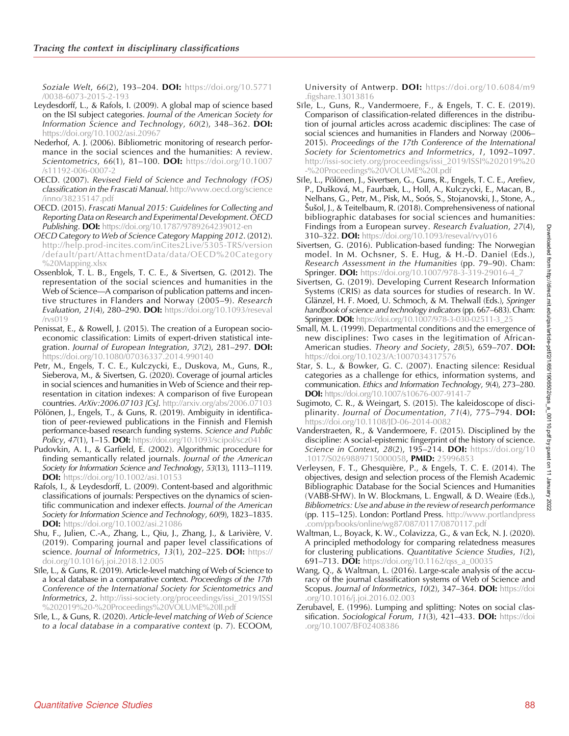*Soziale Welt*, *66*(2), 193–204. **DOI:** https://doi.org/10.5771/0038-6073-2015-2-193

Leydesdorff, L., & Rafols, I. (2009). A global map of science based on the ISI subject categories. *Journal of the American Society for Information Science and Technology*, *60*(2), 348–362. **DOI:** https://doi.org/10.1002/asi.20967

Nederhof, A. J. (2006). Bibliometric monitoring of research performance in the social sciences and the humanities: A review. *Scientometrics*, *66*(1), 81–100. **DOI:** https://doi.org/10.1007/s11192-006-0007-2

OECD. (2007). *Revised Field of Science and Technology (FOS) classification in the Frascati Manual*. http://www.oecd.org/science/inno/38235147.pdf

OECD. (2015). *Frascati Manual 2015: Guidelines for Collecting and Reporting Data on Research and Experimental Development*. *OECD Publishing*. **DOI:** https://doi.org/10.1787/9789264239012-en

*OECD Category to Web of Science Category Mapping 2012*. (2012). http://help.prod-incites.com/inCites2Live/5305-TRS/version/default/part/AttachmentData/data/OECD%20Category%20Mapping.xlsx

Ossenblok, T. L. B., Engels, T. C. E., & Sivertsen, G. (2012). The representation of the social sciences and humanities in the Web of Science—A comparison of publication patterns and incentive structures in Flanders and Norway (2005–9). *Research Evaluation*, *21*(4), 280–290. **DOI:** https://doi.org/10.1093/reseval/rvs019

Penissat, E., & Rowell, J. (2015). The creation of a European socio-economic classification: Limits of expert-driven statistical integration. *Journal of European Integration*, *37*(2), 281–297. **DOI:** https://doi.org/10.1080/07036337.2014.990140

Petr, M., Engels, T. C. E., Kulczycki, E., Duskova, M., Guns, R., Sieberova, M., & Sivertsen, G. (2020). Coverage of journal articles in social sciences and humanities in Web of Science and their representation in citation indexes: A comparison of five European countries. *ArXiv:2006.07103 [Cs]*. http://arxiv.org/abs/2006.07103

Pölönen, J., Engels, T., & Guns, R. (2019). Ambiguity in identification of peer-reviewed publications in the Finnish and Flemish performance-based research funding systems. *Science and Public Policy*, *47*(1), 1–15. **DOI:** https://doi.org/10.1093/scipol/scz041

Pudovkin, A. I., & Garfield, E. (2002). Algorithmic procedure for finding semantically related journals. *Journal of the American Society for Information Science and Technology*, *53*(13), 1113–1119. **DOI:** https://doi.org/10.1002/asi.10153

Rafols, I., & Leydesdorff, L. (2009). Content-based and algorithmic classifications of journals: Perspectives on the dynamics of scientific communication and indexer effects. *Journal of the American Society for Information Science and Technology*, *60*(9), 1823–1835. **DOI:** https://doi.org/10.1002/asi.21086

Shu, F., Julien, C.-A., Zhang, L., Qiu, J., Zhang, J., & Larivière, V. (2019). Comparing journal and paper level classifications of science. *Journal of Informetrics*, *13*(1), 202–225. **DOI:** https://doi.org/10.1016/j.joi.2018.12.005

Sīle, L., & Guns, R. (2019). Article-level matching of Web of Science to a local database in a comparative context. *Proceedings of the 17th Conference of the International Society for Scientometrics and Informetrics*, *2*. http://issi-society.org/proceedings/issi_2019/ISSI%202019%20-%20Proceedings%20VOLUME%20II.pdf

Sīle, L., & Guns, R. (2020). *Article-level matching of Web of Science to a local database in a comparative context* (p. 7). ECOOM, University of Antwerp. **DOI:** https://doi.org/10.6084/m9.figshare.13013816

Sīle, L., Guns, R., Vandermoere, F., & Engels, T. C. E. (2019). Comparison of classification-related differences in the distribution of journal articles across academic disciplines: The case of social sciences and humanities in Flanders and Norway (2006–2015). *Proceedings of the 17th Conference of the International Society for Scientometrics and Informetrics*, *1*, 1092–1097. http://issi-society.org/proceedings/issi_2019/ISSI%202019%20-%20Proceedings%20VOLUME%20I.pdf

Sīle, L., Pölönen, J., Sivertsen, G., Guns, R., Engels, T. C. E., Arefiev, P., Dušková, M., Faurbæk, L., Holl, A., Kulczycki, E., Macan, B., Nelhans, G., Petr, M., Pisk, M., Soós, S., Stojanovski, J., Stone, A., Šušol, J., & Teitelbaum, R. (2018). Comprehensiveness of national bibliographic databases for social sciences and humanities: Findings from a European survey. *Research Evaluation*, *27*(4), 310–322. **DOI:** https://doi.org/10.1093/reseval/rvy016

Sivertsen, G. (2016). Publication-based funding: The Norwegian model. In M. Ochsner, S. E. Hug, & H.-D. Daniel (Eds.), *Research Assessment in the Humanities* (pp. 79–90). Cham: Springer. **DOI:** https://doi.org/10.1007/978-3-319-29016-4_7

Sivertsen, G. (2019). Developing Current Research Information Systems (CRIS) as data sources for studies of research. In W. Glänzel, H. F. Moed, U. Schmoch, & M. Thelwall (Eds.), *Springer handbook of science and technology indicators* (pp. 667–683). Cham: Springer. **DOI:** https://doi.org/10.1007/978-3-030-02511-3_25

Small, M. L. (1999). Departmental conditions and the emergence of new disciplines: Two cases in the legitimation of African-American studies. *Theory and Society*, *28*(5), 659–707. **DOI:** https://doi.org/10.1023/A:1007034317576

Star, S. L., & Bowker, G. C. (2007). Enacting silence: Residual categories as a challenge for ethics, information systems, and communication. *Ethics and Information Technology*, *9*(4), 273–280. **DOI:** https://doi.org/10.1007/s10676-007-9141-7

Sugimoto, C. R., & Weingart, S. (2015). The kaleidoscope of disciplinarity. *Journal of Documentation*, *71*(4), 775–794. **DOI:** https://doi.org/10.1108/JD-06-2014-0082

Vanderstraeten, R., & Vandermoere, F. (2015). Disciplined by the discipline: A social-epistemic fingerprint of the history of science. *Science in Context*, *28*(2), 195–214. **DOI:** https://doi.org/10.1017/S0269889715000058, **PMID:** 25996853

Verleysen, F. T., Ghesquière, P., & Engels, T. C. E. (2014). The objectives, design and selection process of the Flemish Academic Bibliographic Database for the Social Sciences and Humanities (VABB-SHW). In W. Blockmans, L. Engwall, & D. Weaire (Eds.), *Bibliometrics: Use and abuse in the review of research performance* (pp. 115–125). London: Portland Press. http://www.portlandpress.com/pp/books/online/wg87/087/0117/0870117.pdf

Waltman, L., Boyack, K. W., Colavizza, G., & van Eck, N. J. (2020). A principled methodology for comparing relatedness measures for clustering publications. *Quantitative Science Studies*, *1*(2), 691–713. **DOI:** https://doi.org/10.1162/qss_a_00035

Wang, Q., & Waltman, L. (2016). Large-scale analysis of the accuracy of the journal classification systems of Web of Science and Scopus. *Journal of Informetrics*, *10*(2), 347–364. **DOI:** https://doi.org/10.1016/j.joi.2016.02.003

Zerubavel, E. (1996). Lumping and splitting: Notes on social classification. *Sociological Forum*, *11*(3), 421–433. **DOI:** https://doi.org/10.1007/BF02408386